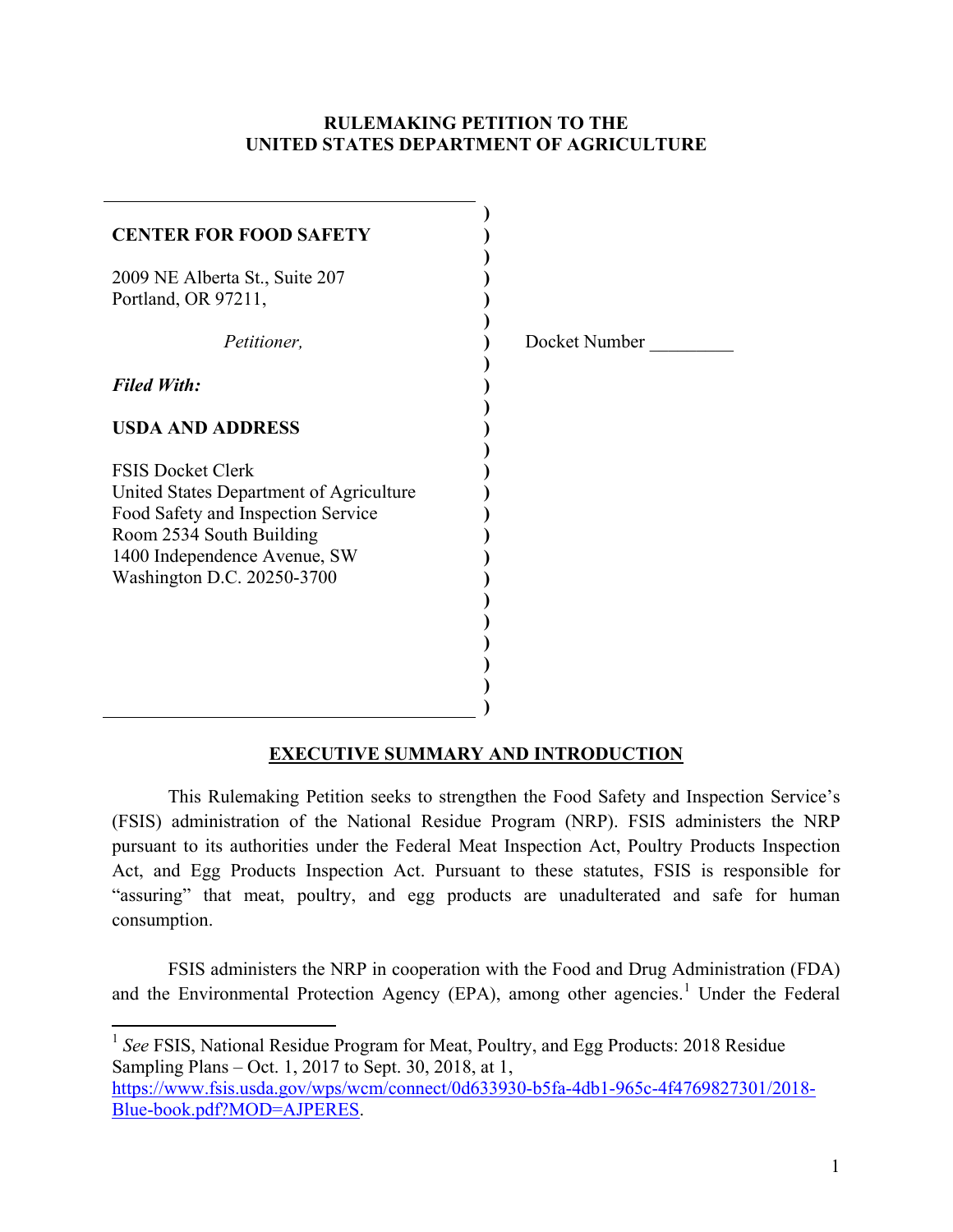**RULEMAKING PETITION TO THE**
**UNITED STATES DEPARTMENT OF AGRICULTURE**

**CENTER FOR FOOD SAFETY**

2009 NE Alberta St., Suite 207
Portland, OR 97211,

*Petitioner,*

***Filed With:***

**USDA AND ADDRESS**

FSIS Docket Clerk
United States Department of Agriculture
Food Safety and Inspection Service
Room 2534 South Building
1400 Independence Avenue, SW
Washington D.C. 20250-3700

Docket Number _________

## EXECUTIVE SUMMARY AND INTRODUCTION

This Rulemaking Petition seeks to strengthen the Food Safety and Inspection Service's (FSIS) administration of the National Residue Program (NRP). FSIS administers the NRP pursuant to its authorities under the Federal Meat Inspection Act, Poultry Products Inspection Act, and Egg Products Inspection Act. Pursuant to these statutes, FSIS is responsible for "assuring" that meat, poultry, and egg products are unadulterated and safe for human consumption.

FSIS administers the NRP in cooperation with the Food and Drug Administration (FDA) and the Environmental Protection Agency (EPA), among other agencies.[1] Under the Federal

---

[1] *See* FSIS, National Residue Program for Meat, Poultry, and Egg Products: 2018 Residue Sampling Plans – Oct. 1, 2017 to Sept. 30, 2018, at 1, https://www.fsis.usda.gov/wps/wcm/connect/0d633930-b5fa-4db1-965c-4f4769827301/2018-Blue-book.pdf?MOD=AJPERES.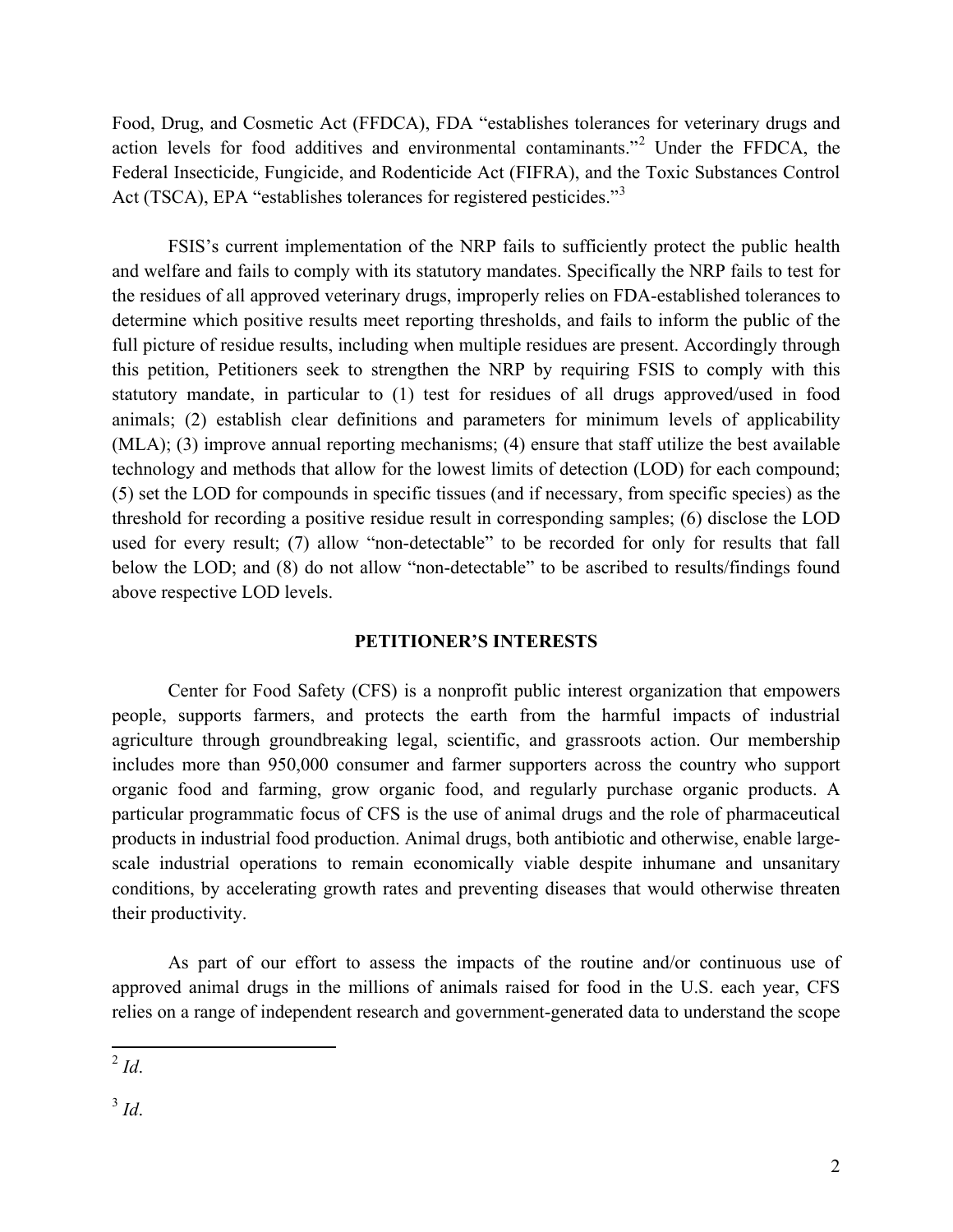Food, Drug, and Cosmetic Act (FFDCA), FDA "establishes tolerances for veterinary drugs and action levels for food additives and environmental contaminants."[2] Under the FFDCA, the Federal Insecticide, Fungicide, and Rodenticide Act (FIFRA), and the Toxic Substances Control Act (TSCA), EPA "establishes tolerances for registered pesticides."[3]

FSIS's current implementation of the NRP fails to sufficiently protect the public health and welfare and fails to comply with its statutory mandates. Specifically the NRP fails to test for the residues of all approved veterinary drugs, improperly relies on FDA-established tolerances to determine which positive results meet reporting thresholds, and fails to inform the public of the full picture of residue results, including when multiple residues are present. Accordingly through this petition, Petitioners seek to strengthen the NRP by requiring FSIS to comply with this statutory mandate, in particular to (1) test for residues of all drugs approved/used in food animals; (2) establish clear definitions and parameters for minimum levels of applicability (MLA); (3) improve annual reporting mechanisms; (4) ensure that staff utilize the best available technology and methods that allow for the lowest limits of detection (LOD) for each compound; (5) set the LOD for compounds in specific tissues (and if necessary, from specific species) as the threshold for recording a positive residue result in corresponding samples; (6) disclose the LOD used for every result; (7) allow "non-detectable" to be recorded for only for results that fall below the LOD; and (8) do not allow "non-detectable" to be ascribed to results/findings found above respective LOD levels.

## PETITIONER'S INTERESTS

Center for Food Safety (CFS) is a nonprofit public interest organization that empowers people, supports farmers, and protects the earth from the harmful impacts of industrial agriculture through groundbreaking legal, scientific, and grassroots action. Our membership includes more than 950,000 consumer and farmer supporters across the country who support organic food and farming, grow organic food, and regularly purchase organic products. A particular programmatic focus of CFS is the use of animal drugs and the role of pharmaceutical products in industrial food production. Animal drugs, both antibiotic and otherwise, enable large-scale industrial operations to remain economically viable despite inhumane and unsanitary conditions, by accelerating growth rates and preventing diseases that would otherwise threaten their productivity.

As part of our effort to assess the impacts of the routine and/or continuous use of approved animal drugs in the millions of animals raised for food in the U.S. each year, CFS relies on a range of independent research and government-generated data to understand the scope

---

[2] *Id*.

[3] *Id*.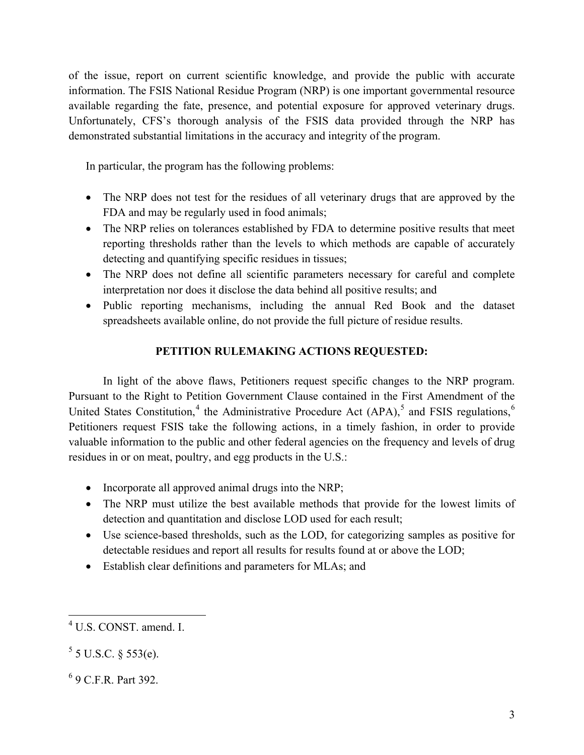of the issue, report on current scientific knowledge, and provide the public with accurate information. The FSIS National Residue Program (NRP) is one important governmental resource available regarding the fate, presence, and potential exposure for approved veterinary drugs. Unfortunately, CFS's thorough analysis of the FSIS data provided through the NRP has demonstrated substantial limitations in the accuracy and integrity of the program.

In particular, the program has the following problems:

- The NRP does not test for the residues of all veterinary drugs that are approved by the FDA and may be regularly used in food animals;
- The NRP relies on tolerances established by FDA to determine positive results that meet reporting thresholds rather than the levels to which methods are capable of accurately detecting and quantifying specific residues in tissues;
- The NRP does not define all scientific parameters necessary for careful and complete interpretation nor does it disclose the data behind all positive results; and
- Public reporting mechanisms, including the annual Red Book and the dataset spreadsheets available online, do not provide the full picture of residue results.

**PETITION RULEMAKING ACTIONS REQUESTED:**

In light of the above flaws, Petitioners request specific changes to the NRP program. Pursuant to the Right to Petition Government Clause contained in the First Amendment of the United States Constitution,[4] the Administrative Procedure Act (APA),[5] and FSIS regulations,[6] Petitioners request FSIS take the following actions, in a timely fashion, in order to provide valuable information to the public and other federal agencies on the frequency and levels of drug residues in or on meat, poultry, and egg products in the U.S.:

- Incorporate all approved animal drugs into the NRP;
- The NRP must utilize the best available methods that provide for the lowest limits of detection and quantitation and disclose LOD used for each result;
- Use science-based thresholds, such as the LOD, for categorizing samples as positive for detectable residues and report all results for results found at or above the LOD;
- Establish clear definitions and parameters for MLAs; and

---

[4] U.S. CONST. amend. I.

[5] 5 U.S.C. § 553(e).

[6] 9 C.F.R. Part 392.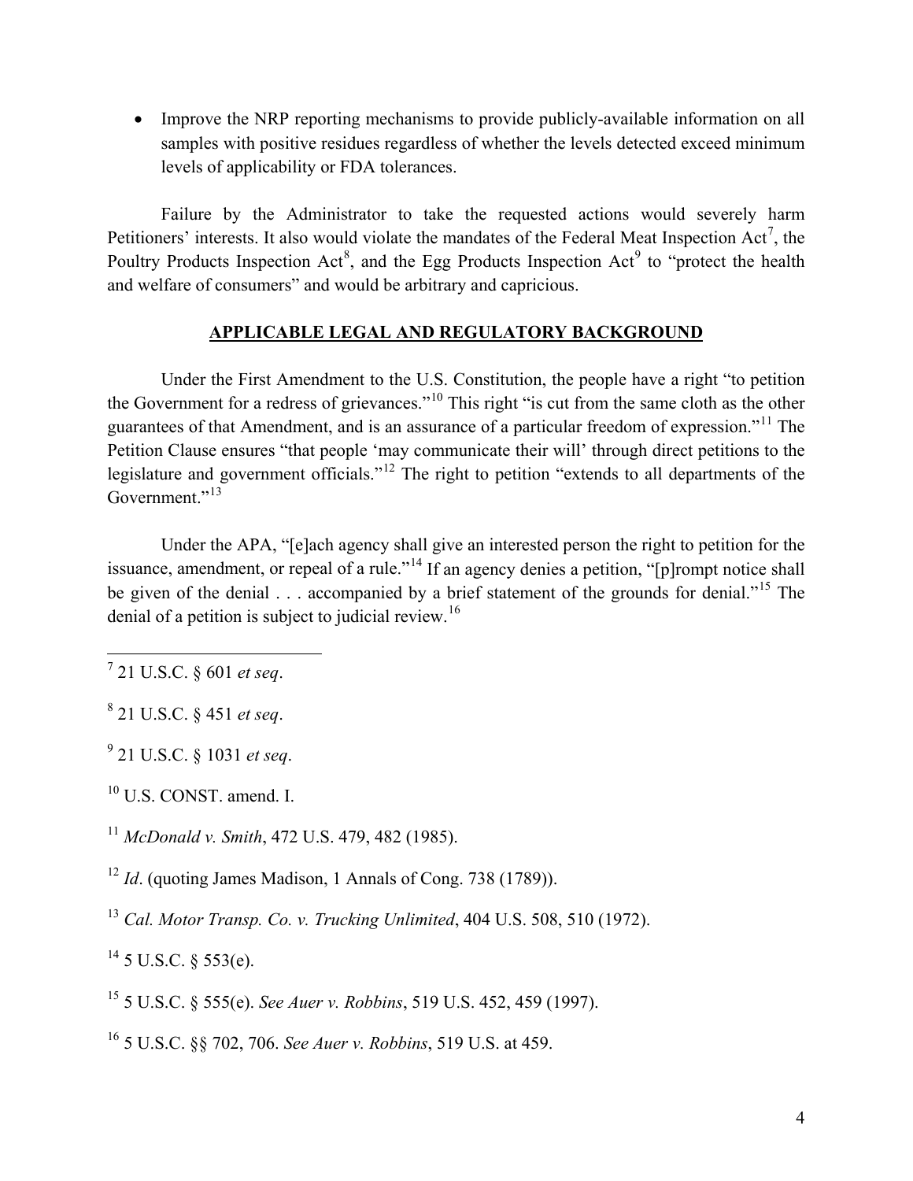- Improve the NRP reporting mechanisms to provide publicly-available information on all samples with positive residues regardless of whether the levels detected exceed minimum levels of applicability or FDA tolerances.

Failure by the Administrator to take the requested actions would severely harm Petitioners' interests. It also would violate the mandates of the Federal Meat Inspection Act[7], the Poultry Products Inspection Act[8], and the Egg Products Inspection Act[9] to "protect the health and welfare of consumers" and would be arbitrary and capricious.

## APPLICABLE LEGAL AND REGULATORY BACKGROUND

Under the First Amendment to the U.S. Constitution, the people have a right "to petition the Government for a redress of grievances."[10] This right "is cut from the same cloth as the other guarantees of that Amendment, and is an assurance of a particular freedom of expression."[11] The Petition Clause ensures "that people 'may communicate their will' through direct petitions to the legislature and government officials."[12] The right to petition "extends to all departments of the Government."[13]

Under the APA, "[e]ach agency shall give an interested person the right to petition for the issuance, amendment, or repeal of a rule."[14] If an agency denies a petition, "[p]rompt notice shall be given of the denial . . . accompanied by a brief statement of the grounds for denial."[15] The denial of a petition is subject to judicial review.[16]

---

[7] 21 U.S.C. § 601 *et seq*.

[8] 21 U.S.C. § 451 *et seq*.

[9] 21 U.S.C. § 1031 *et seq*.

[10] U.S. CONST. amend. I.

[11] *McDonald v. Smith*, 472 U.S. 479, 482 (1985).

[12] *Id*. (quoting James Madison, 1 Annals of Cong. 738 (1789)).

[13] *Cal. Motor Transp. Co. v. Trucking Unlimited*, 404 U.S. 508, 510 (1972).

[14] 5 U.S.C. § 553(e).

[15] 5 U.S.C. § 555(e). *See Auer v. Robbins*, 519 U.S. 452, 459 (1997).

[16] 5 U.S.C. §§ 702, 706. *See Auer v. Robbins*, 519 U.S. at 459.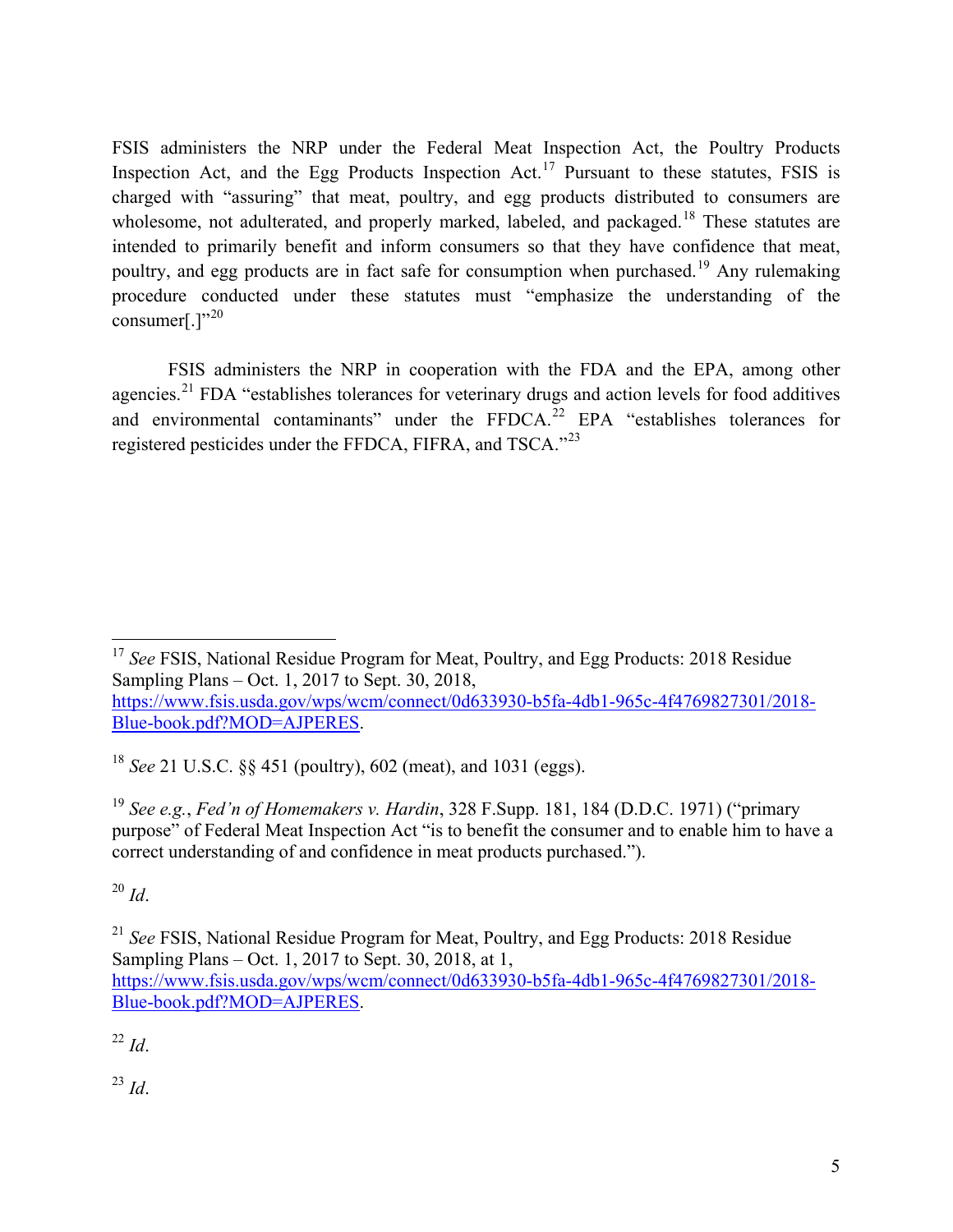FSIS administers the NRP under the Federal Meat Inspection Act, the Poultry Products Inspection Act, and the Egg Products Inspection Act.[17] Pursuant to these statutes, FSIS is charged with "assuring" that meat, poultry, and egg products distributed to consumers are wholesome, not adulterated, and properly marked, labeled, and packaged.[18] These statutes are intended to primarily benefit and inform consumers so that they have confidence that meat, poultry, and egg products are in fact safe for consumption when purchased.[19] Any rulemaking procedure conducted under these statutes must "emphasize the understanding of the consumer[.]"[20]

FSIS administers the NRP in cooperation with the FDA and the EPA, among other agencies.[21] FDA "establishes tolerances for veterinary drugs and action levels for food additives and environmental contaminants" under the FFDCA.[22] EPA "establishes tolerances for registered pesticides under the FFDCA, FIFRA, and TSCA."[23]

---

[17] *See* FSIS, National Residue Program for Meat, Poultry, and Egg Products: 2018 Residue Sampling Plans – Oct. 1, 2017 to Sept. 30, 2018, https://www.fsis.usda.gov/wps/wcm/connect/0d633930-b5fa-4db1-965c-4f4769827301/2018-Blue-book.pdf?MOD=AJPERES.

[18] *See* 21 U.S.C. §§ 451 (poultry), 602 (meat), and 1031 (eggs).

[19] *See e.g.*, *Fed'n of Homemakers v. Hardin*, 328 F.Supp. 181, 184 (D.D.C. 1971) ("primary purpose" of Federal Meat Inspection Act "is to benefit the consumer and to enable him to have a correct understanding of and confidence in meat products purchased.").

[20] *Id*.

[21] *See* FSIS, National Residue Program for Meat, Poultry, and Egg Products: 2018 Residue Sampling Plans – Oct. 1, 2017 to Sept. 30, 2018, at 1, https://www.fsis.usda.gov/wps/wcm/connect/0d633930-b5fa-4db1-965c-4f4769827301/2018-Blue-book.pdf?MOD=AJPERES.

[22] *Id*.

[23] *Id*.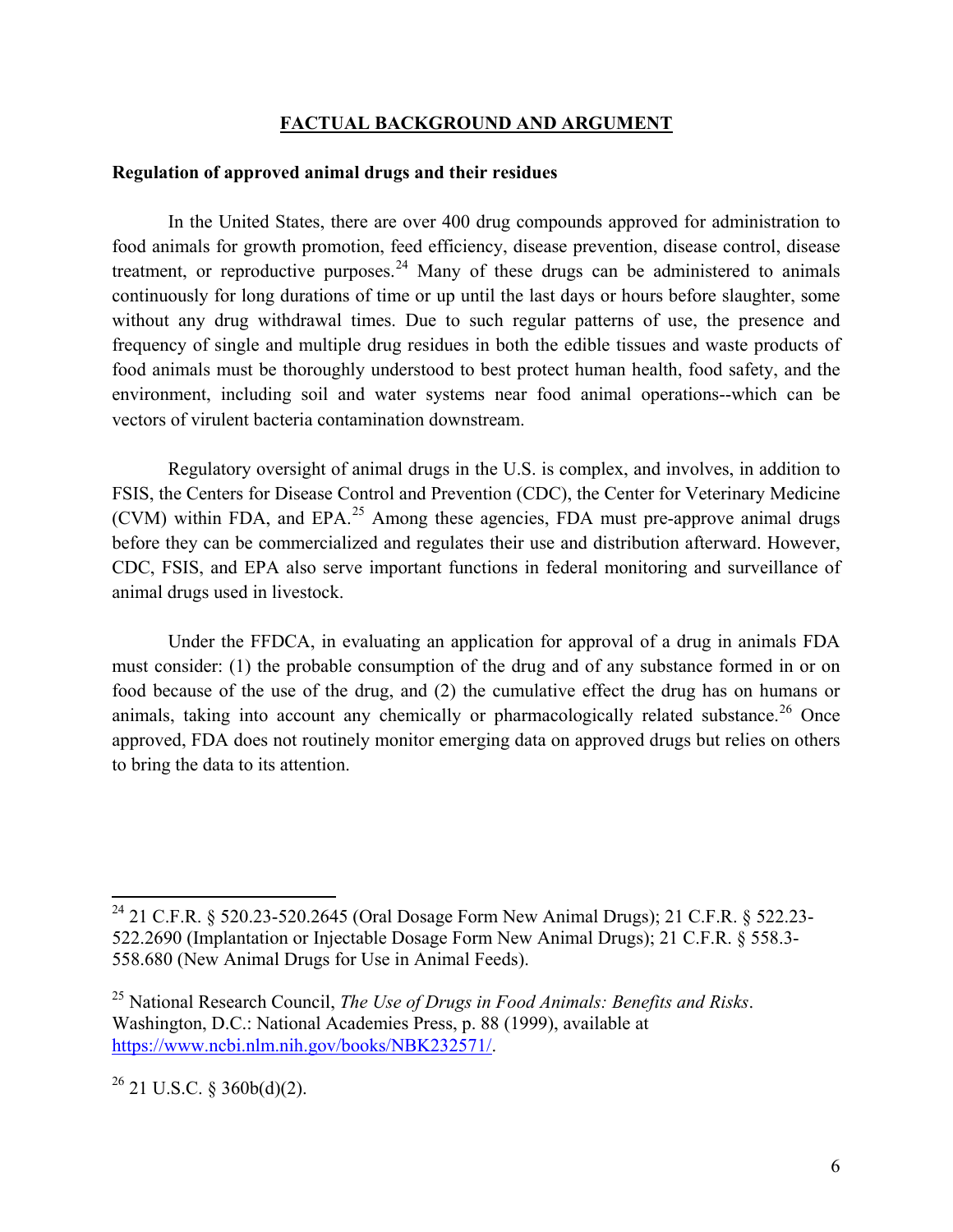## FACTUAL BACKGROUND AND ARGUMENT

### Regulation of approved animal drugs and their residues

In the United States, there are over 400 drug compounds approved for administration to food animals for growth promotion, feed efficiency, disease prevention, disease control, disease treatment, or reproductive purposes.[24] Many of these drugs can be administered to animals continuously for long durations of time or up until the last days or hours before slaughter, some without any drug withdrawal times. Due to such regular patterns of use, the presence and frequency of single and multiple drug residues in both the edible tissues and waste products of food animals must be thoroughly understood to best protect human health, food safety, and the environment, including soil and water systems near food animal operations--which can be vectors of virulent bacteria contamination downstream.

Regulatory oversight of animal drugs in the U.S. is complex, and involves, in addition to FSIS, the Centers for Disease Control and Prevention (CDC), the Center for Veterinary Medicine (CVM) within FDA, and EPA.[25] Among these agencies, FDA must pre-approve animal drugs before they can be commercialized and regulates their use and distribution afterward. However, CDC, FSIS, and EPA also serve important functions in federal monitoring and surveillance of animal drugs used in livestock.

Under the FFDCA, in evaluating an application for approval of a drug in animals FDA must consider: (1) the probable consumption of the drug and of any substance formed in or on food because of the use of the drug, and (2) the cumulative effect the drug has on humans or animals, taking into account any chemically or pharmacologically related substance.[26] Once approved, FDA does not routinely monitor emerging data on approved drugs but relies on others to bring the data to its attention.

---

[24] 21 C.F.R. § 520.23-520.2645 (Oral Dosage Form New Animal Drugs); 21 C.F.R. § 522.23-522.2690 (Implantation or Injectable Dosage Form New Animal Drugs); 21 C.F.R. § 558.3-558.680 (New Animal Drugs for Use in Animal Feeds).

[25] National Research Council, *The Use of Drugs in Food Animals: Benefits and Risks*. Washington, D.C.: National Academies Press, p. 88 (1999), available at https://www.ncbi.nlm.nih.gov/books/NBK232571/.

[26] 21 U.S.C. § 360b(d)(2).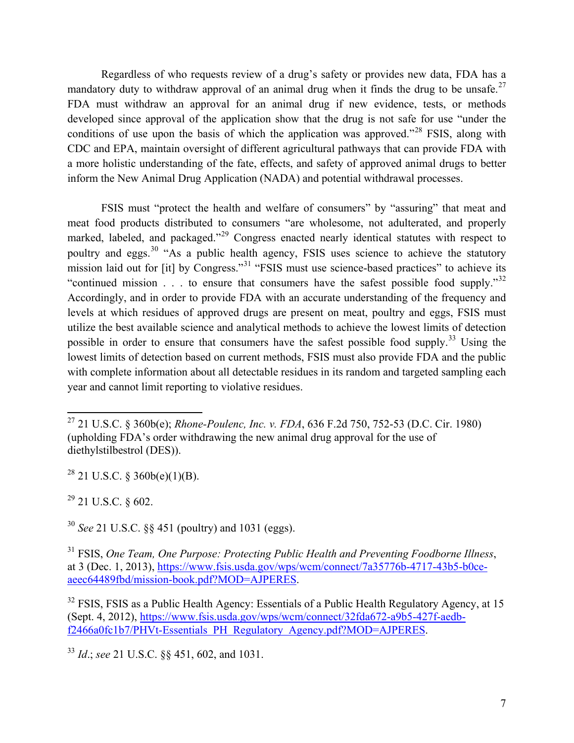Regardless of who requests review of a drug's safety or provides new data, FDA has a mandatory duty to withdraw approval of an animal drug when it finds the drug to be unsafe.[27] FDA must withdraw an approval for an animal drug if new evidence, tests, or methods developed since approval of the application show that the drug is not safe for use "under the conditions of use upon the basis of which the application was approved."[28] FSIS, along with CDC and EPA, maintain oversight of different agricultural pathways that can provide FDA with a more holistic understanding of the fate, effects, and safety of approved animal drugs to better inform the New Animal Drug Application (NADA) and potential withdrawal processes.

FSIS must "protect the health and welfare of consumers" by "assuring" that meat and meat food products distributed to consumers "are wholesome, not adulterated, and properly marked, labeled, and packaged."[29] Congress enacted nearly identical statutes with respect to poultry and eggs.[30] "As a public health agency, FSIS uses science to achieve the statutory mission laid out for [it] by Congress."[31] "FSIS must use science-based practices" to achieve its "continued mission . . . to ensure that consumers have the safest possible food supply."[32] Accordingly, and in order to provide FDA with an accurate understanding of the frequency and levels at which residues of approved drugs are present on meat, poultry and eggs, FSIS must utilize the best available science and analytical methods to achieve the lowest limits of detection possible in order to ensure that consumers have the safest possible food supply.[33] Using the lowest limits of detection based on current methods, FSIS must also provide FDA and the public with complete information about all detectable residues in its random and targeted sampling each year and cannot limit reporting to violative residues.

---

[27] 21 U.S.C. § 360b(e); *Rhone-Poulenc, Inc. v. FDA*, 636 F.2d 750, 752-53 (D.C. Cir. 1980) (upholding FDA's order withdrawing the new animal drug approval for the use of diethylstilbestrol (DES)).

[28] 21 U.S.C. § 360b(e)(1)(B).

[29] 21 U.S.C. § 602.

[30] *See* 21 U.S.C. §§ 451 (poultry) and 1031 (eggs).

[31] FSIS, *One Team, One Purpose: Protecting Public Health and Preventing Foodborne Illness*, at 3 (Dec. 1, 2013), https://www.fsis.usda.gov/wps/wcm/connect/7a35776b-4717-43b5-b0ce-aeec64489fbd/mission-book.pdf?MOD=AJPERES.

[32] FSIS, FSIS as a Public Health Agency: Essentials of a Public Health Regulatory Agency, at 15 (Sept. 4, 2012), https://www.fsis.usda.gov/wps/wcm/connect/32fda672-a9b5-427f-aedb-f2466a0fc1b7/PHVt-Essentials_PH_Regulatory_Agency.pdf?MOD=AJPERES.

[33] *Id*.; *see* 21 U.S.C. §§ 451, 602, and 1031.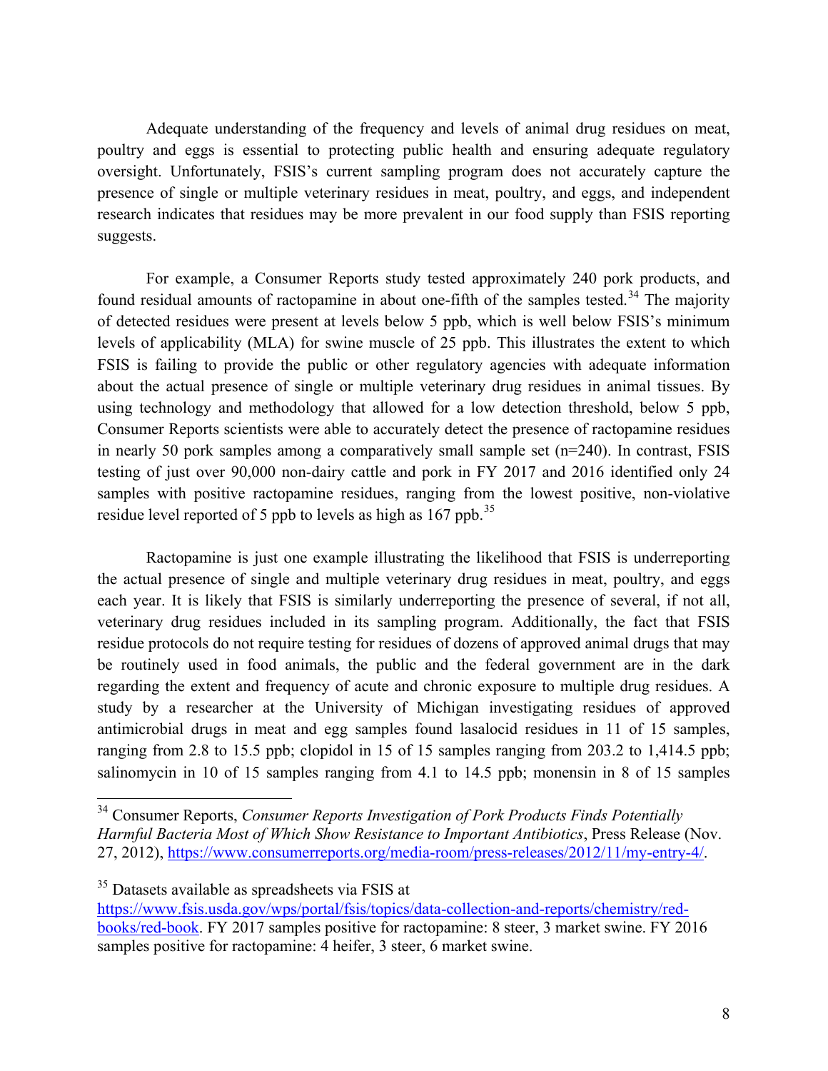Adequate understanding of the frequency and levels of animal drug residues on meat, poultry and eggs is essential to protecting public health and ensuring adequate regulatory oversight. Unfortunately, FSIS's current sampling program does not accurately capture the presence of single or multiple veterinary residues in meat, poultry, and eggs, and independent research indicates that residues may be more prevalent in our food supply than FSIS reporting suggests.

For example, a Consumer Reports study tested approximately 240 pork products, and found residual amounts of ractopamine in about one-fifth of the samples tested.[34] The majority of detected residues were present at levels below 5 ppb, which is well below FSIS's minimum levels of applicability (MLA) for swine muscle of 25 ppb. This illustrates the extent to which FSIS is failing to provide the public or other regulatory agencies with adequate information about the actual presence of single or multiple veterinary drug residues in animal tissues. By using technology and methodology that allowed for a low detection threshold, below 5 ppb, Consumer Reports scientists were able to accurately detect the presence of ractopamine residues in nearly 50 pork samples among a comparatively small sample set (n=240). In contrast, FSIS testing of just over 90,000 non-dairy cattle and pork in FY 2017 and 2016 identified only 24 samples with positive ractopamine residues, ranging from the lowest positive, non-violative residue level reported of 5 ppb to levels as high as 167 ppb.[35]

Ractopamine is just one example illustrating the likelihood that FSIS is underreporting the actual presence of single and multiple veterinary drug residues in meat, poultry, and eggs each year. It is likely that FSIS is similarly underreporting the presence of several, if not all, veterinary drug residues included in its sampling program. Additionally, the fact that FSIS residue protocols do not require testing for residues of dozens of approved animal drugs that may be routinely used in food animals, the public and the federal government are in the dark regarding the extent and frequency of acute and chronic exposure to multiple drug residues. A study by a researcher at the University of Michigan investigating residues of approved antimicrobial drugs in meat and egg samples found lasalocid residues in 11 of 15 samples, ranging from 2.8 to 15.5 ppb; clopidol in 15 of 15 samples ranging from 203.2 to 1,414.5 ppb; salinomycin in 10 of 15 samples ranging from 4.1 to 14.5 ppb; monensin in 8 of 15 samples

---

[34] Consumer Reports, *Consumer Reports Investigation of Pork Products Finds Potentially Harmful Bacteria Most of Which Show Resistance to Important Antibiotics*, Press Release (Nov. 27, 2012), https://www.consumerreports.org/media-room/press-releases/2012/11/my-entry-4/.

[35] Datasets available as spreadsheets via FSIS at https://www.fsis.usda.gov/wps/portal/fsis/topics/data-collection-and-reports/chemistry/red-books/red-book. FY 2017 samples positive for ractopamine: 8 steer, 3 market swine. FY 2016 samples positive for ractopamine: 4 heifer, 3 steer, 6 market swine.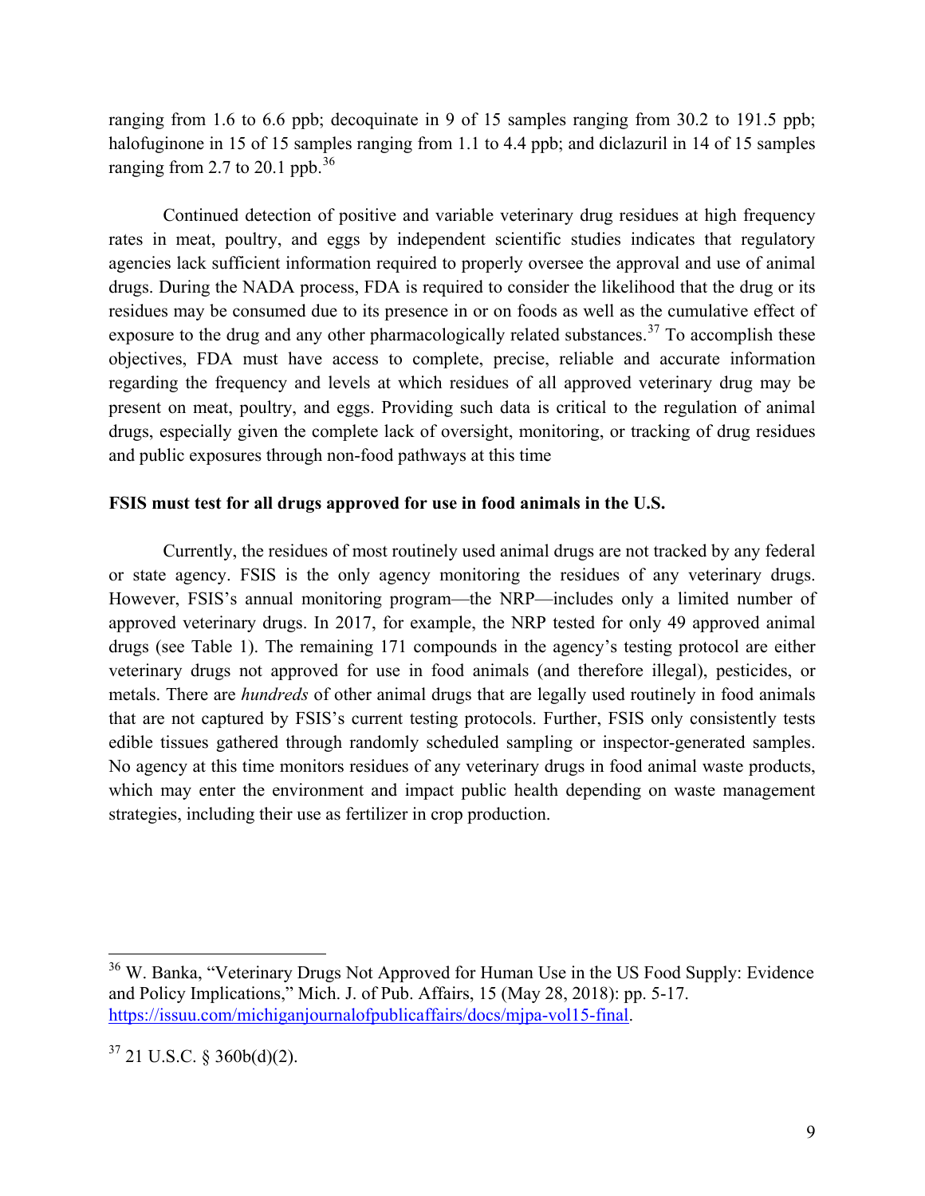ranging from 1.6 to 6.6 ppb; decoquinate in 9 of 15 samples ranging from 30.2 to 191.5 ppb; halofuginone in 15 of 15 samples ranging from 1.1 to 4.4 ppb; and diclazuril in 14 of 15 samples ranging from 2.7 to 20.1 ppb.[36]

Continued detection of positive and variable veterinary drug residues at high frequency rates in meat, poultry, and eggs by independent scientific studies indicates that regulatory agencies lack sufficient information required to properly oversee the approval and use of animal drugs. During the NADA process, FDA is required to consider the likelihood that the drug or its residues may be consumed due to its presence in or on foods as well as the cumulative effect of exposure to the drug and any other pharmacologically related substances.[37] To accomplish these objectives, FDA must have access to complete, precise, reliable and accurate information regarding the frequency and levels at which residues of all approved veterinary drug may be present on meat, poultry, and eggs. Providing such data is critical to the regulation of animal drugs, especially given the complete lack of oversight, monitoring, or tracking of drug residues and public exposures through non-food pathways at this time

**FSIS must test for all drugs approved for use in food animals in the U.S.**

Currently, the residues of most routinely used animal drugs are not tracked by any federal or state agency. FSIS is the only agency monitoring the residues of any veterinary drugs. However, FSIS's annual monitoring program—the NRP—includes only a limited number of approved veterinary drugs. In 2017, for example, the NRP tested for only 49 approved animal drugs (see Table 1). The remaining 171 compounds in the agency's testing protocol are either veterinary drugs not approved for use in food animals (and therefore illegal), pesticides, or metals. There are *hundreds* of other animal drugs that are legally used routinely in food animals that are not captured by FSIS's current testing protocols. Further, FSIS only consistently tests edible tissues gathered through randomly scheduled sampling or inspector-generated samples. No agency at this time monitors residues of any veterinary drugs in food animal waste products, which may enter the environment and impact public health depending on waste management strategies, including their use as fertilizer in crop production.

---

[36] W. Banka, "Veterinary Drugs Not Approved for Human Use in the US Food Supply: Evidence and Policy Implications," Mich. J. of Pub. Affairs, 15 (May 28, 2018): pp. 5-17. https://issuu.com/michiganjournalofpublicaffairs/docs/mjpa-vol15-final.

[37] 21 U.S.C. § 360b(d)(2).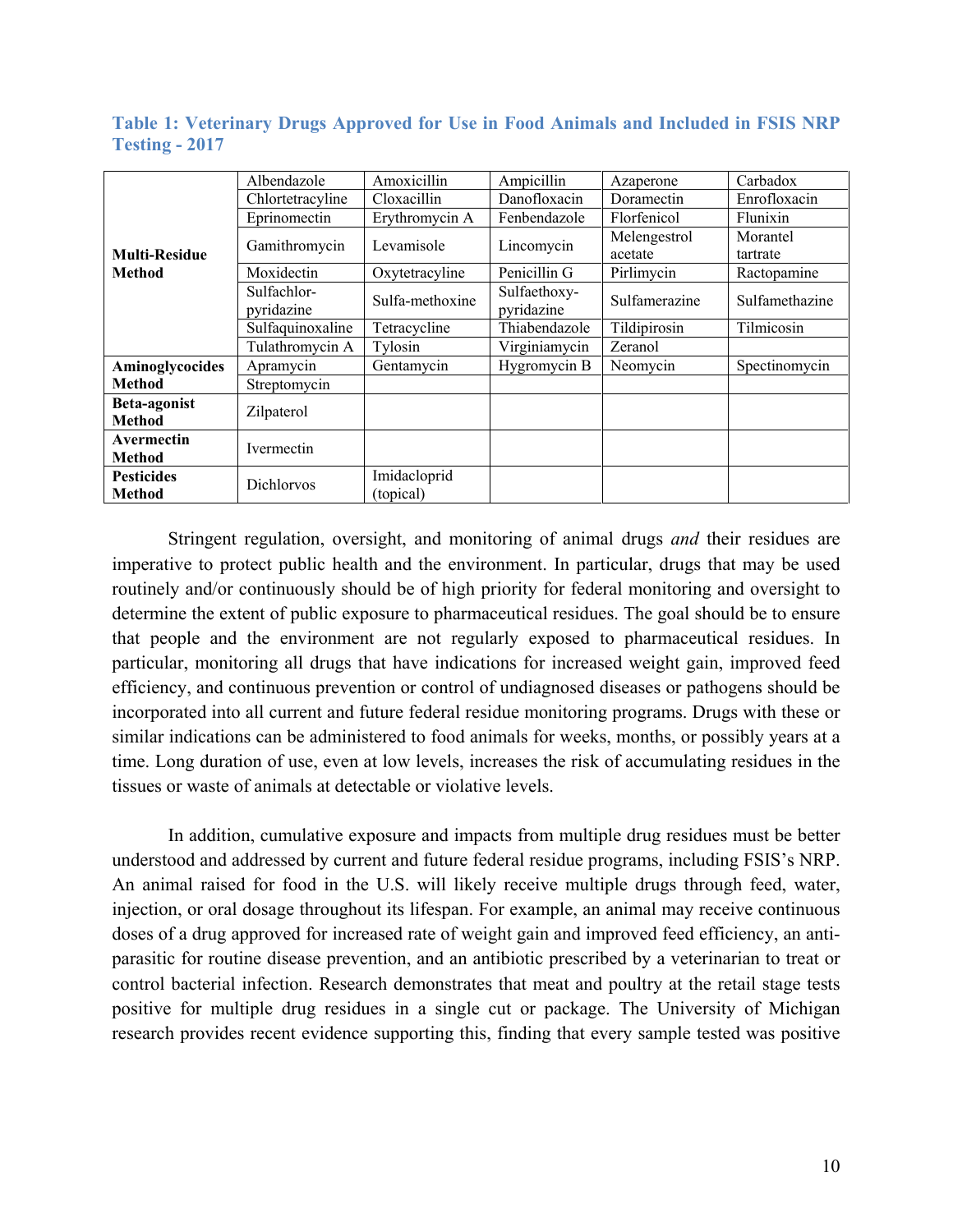**Table 1: Veterinary Drugs Approved for Use in Food Animals and Included in FSIS NRP Testing - 2017**

| | | | | | |
|---|---|---|---|---|---|
| **Multi-Residue Method** | Albendazole | Amoxicillin | Ampicillin | Azaperone | Carbadox |
| | Chlortetracyline | Cloxacillin | Danofloxacin | Doramectin | Enrofloxacin |
| | Eprinomectin | Erythromycin A | Fenbendazole | Florfenicol | Flunixin |
| | Gamithromycin | Levamisole | Lincomycin | Melengestrol acetate | Morantel tartrate |
| | Moxidectin | Oxytetracyline | Penicillin G | Pirlimycin | Ractopamine |
| | Sulfachlor-pyridazine | Sulfa-methoxine | Sulfaethoxy-pyridazine | Sulfamerazine | Sulfamethazine |
| | Sulfaquinoxaline | Tetracycline | Thiabendazole | Tildipirosin | Tilmicosin |
| | Tulathromycin A | Tylosin | Virginiamycin | Zeranol | |
| **Aminoglycocides Method** | Apramycin | Gentamycin | Hygromycin B | Neomycin | Spectinomycin |
| | Streptomycin | | | | |
| **Beta-agonist Method** | Zilpaterol | | | | |
| **Avermectin Method** | Ivermectin | | | | |
| **Pesticides Method** | Dichlorvos | Imidacloprid (topical) | | | |

Stringent regulation, oversight, and monitoring of animal drugs *and* their residues are imperative to protect public health and the environment. In particular, drugs that may be used routinely and/or continuously should be of high priority for federal monitoring and oversight to determine the extent of public exposure to pharmaceutical residues. The goal should be to ensure that people and the environment are not regularly exposed to pharmaceutical residues. In particular, monitoring all drugs that have indications for increased weight gain, improved feed efficiency, and continuous prevention or control of undiagnosed diseases or pathogens should be incorporated into all current and future federal residue monitoring programs. Drugs with these or similar indications can be administered to food animals for weeks, months, or possibly years at a time. Long duration of use, even at low levels, increases the risk of accumulating residues in the tissues or waste of animals at detectable or violative levels.

In addition, cumulative exposure and impacts from multiple drug residues must be better understood and addressed by current and future federal residue programs, including FSIS's NRP. An animal raised for food in the U.S. will likely receive multiple drugs through feed, water, injection, or oral dosage throughout its lifespan. For example, an animal may receive continuous doses of a drug approved for increased rate of weight gain and improved feed efficiency, an anti-parasitic for routine disease prevention, and an antibiotic prescribed by a veterinarian to treat or control bacterial infection. Research demonstrates that meat and poultry at the retail stage tests positive for multiple drug residues in a single cut or package. The University of Michigan research provides recent evidence supporting this, finding that every sample tested was positive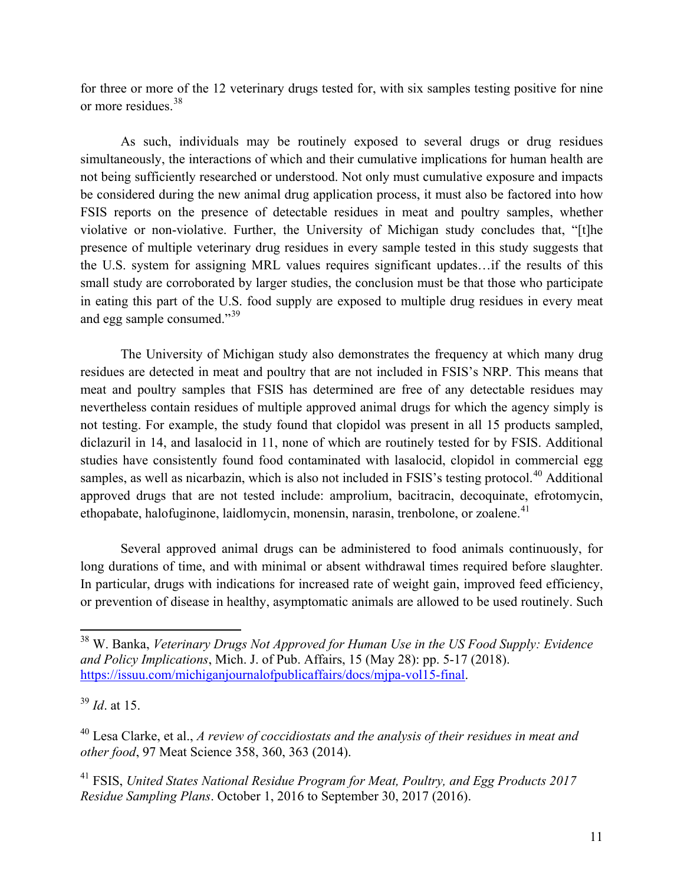for three or more of the 12 veterinary drugs tested for, with six samples testing positive for nine or more residues.[38]

As such, individuals may be routinely exposed to several drugs or drug residues simultaneously, the interactions of which and their cumulative implications for human health are not being sufficiently researched or understood. Not only must cumulative exposure and impacts be considered during the new animal drug application process, it must also be factored into how FSIS reports on the presence of detectable residues in meat and poultry samples, whether violative or non-violative. Further, the University of Michigan study concludes that, "[t]he presence of multiple veterinary drug residues in every sample tested in this study suggests that the U.S. system for assigning MRL values requires significant updates…if the results of this small study are corroborated by larger studies, the conclusion must be that those who participate in eating this part of the U.S. food supply are exposed to multiple drug residues in every meat and egg sample consumed."[39]

The University of Michigan study also demonstrates the frequency at which many drug residues are detected in meat and poultry that are not included in FSIS's NRP. This means that meat and poultry samples that FSIS has determined are free of any detectable residues may nevertheless contain residues of multiple approved animal drugs for which the agency simply is not testing. For example, the study found that clopidol was present in all 15 products sampled, diclazuril in 14, and lasalocid in 11, none of which are routinely tested for by FSIS. Additional studies have consistently found food contaminated with lasalocid, clopidol in commercial egg samples, as well as nicarbazin, which is also not included in FSIS's testing protocol.[40] Additional approved drugs that are not tested include: amprolium, bacitracin, decoquinate, efrotomycin, ethopabate, halofuginone, laidlomycin, monensin, narasin, trenbolone, or zoalene.[41]

Several approved animal drugs can be administered to food animals continuously, for long durations of time, and with minimal or absent withdrawal times required before slaughter. In particular, drugs with indications for increased rate of weight gain, improved feed efficiency, or prevention of disease in healthy, asymptomatic animals are allowed to be used routinely. Such

---

[38] W. Banka, *Veterinary Drugs Not Approved for Human Use in the US Food Supply: Evidence and Policy Implications*, Mich. J. of Pub. Affairs, 15 (May 28): pp. 5-17 (2018). https://issuu.com/michiganjournalofpublicaffairs/docs/mjpa-vol15-final.

[39] *Id*. at 15.

[40] Lesa Clarke, et al., *A review of coccidiostats and the analysis of their residues in meat and other food*, 97 Meat Science 358, 360, 363 (2014).

[41] FSIS, *United States National Residue Program for Meat, Poultry, and Egg Products 2017 Residue Sampling Plans*. October 1, 2016 to September 30, 2017 (2016).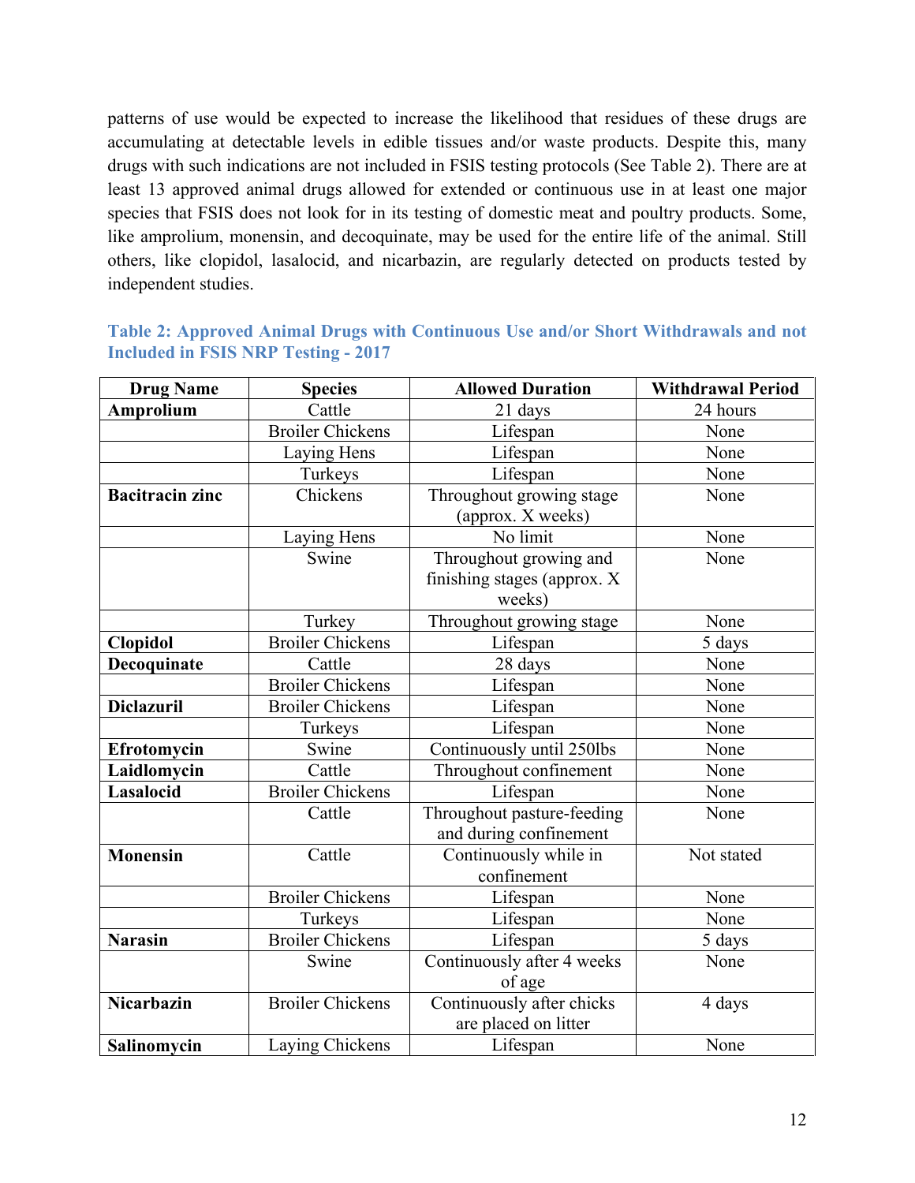patterns of use would be expected to increase the likelihood that residues of these drugs are accumulating at detectable levels in edible tissues and/or waste products. Despite this, many drugs with such indications are not included in FSIS testing protocols (See Table 2). There are at least 13 approved animal drugs allowed for extended or continuous use in at least one major species that FSIS does not look for in its testing of domestic meat and poultry products. Some, like amprolium, monensin, and decoquinate, may be used for the entire life of the animal. Still others, like clopidol, lasalocid, and nicarbazin, are regularly detected on products tested by independent studies.

**Table 2: Approved Animal Drugs with Continuous Use and/or Short Withdrawals and not Included in FSIS NRP Testing - 2017**

| Drug Name | Species | Allowed Duration | Withdrawal Period |
|---|---|---|---|
| **Amprolium** | Cattle | 21 days | 24 hours |
| | Broiler Chickens | Lifespan | None |
| | Laying Hens | Lifespan | None |
| | Turkeys | Lifespan | None |
| **Bacitracin zinc** | Chickens | Throughout growing stage (approx. X weeks) | None |
| | Laying Hens | No limit | None |
| | Swine | Throughout growing and finishing stages (approx. X weeks) | None |
| | Turkey | Throughout growing stage | None |
| **Clopidol** | Broiler Chickens | Lifespan | 5 days |
| **Decoquinate** | Cattle | 28 days | None |
| | Broiler Chickens | Lifespan | None |
| **Diclazuril** | Broiler Chickens | Lifespan | None |
| | Turkeys | Lifespan | None |
| **Efrotomycin** | Swine | Continuously until 250lbs | None |
| **Laidlomycin** | Cattle | Throughout confinement | None |
| **Lasalocid** | Broiler Chickens | Lifespan | None |
| | Cattle | Throughout pasture-feeding and during confinement | None |
| **Monensin** | Cattle | Continuously while in confinement | Not stated |
| | Broiler Chickens | Lifespan | None |
| | Turkeys | Lifespan | None |
| **Narasin** | Broiler Chickens | Lifespan | 5 days |
| | Swine | Continuously after 4 weeks of age | None |
| **Nicarbazin** | Broiler Chickens | Continuously after chicks are placed on litter | 4 days |
| **Salinomycin** | Laying Chickens | Lifespan | None |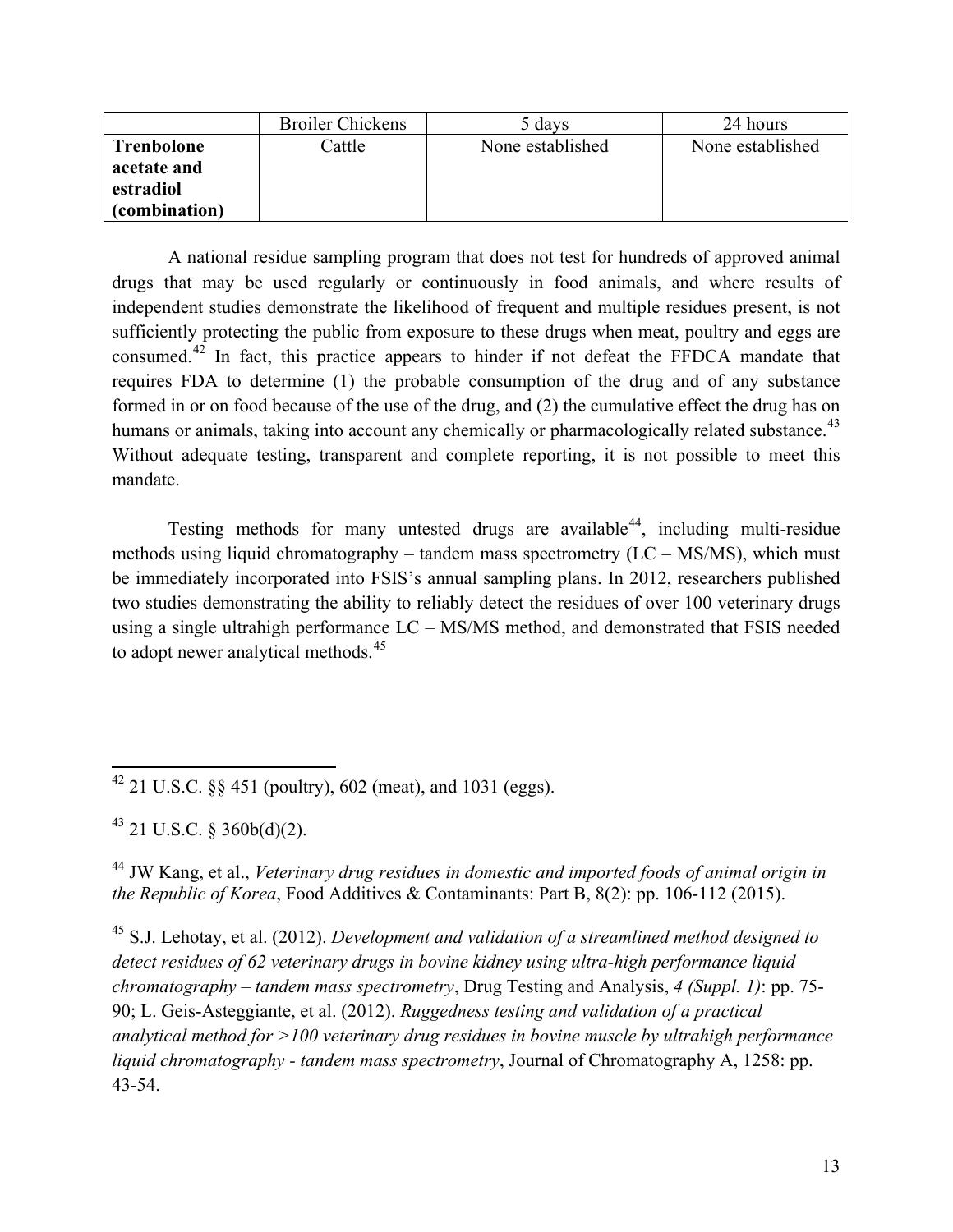| | Broiler Chickens | 5 days | 24 hours |
|---|---|---|---|
| **Trenbolone acetate and estradiol (combination)** | Cattle | None established | None established |

A national residue sampling program that does not test for hundreds of approved animal drugs that may be used regularly or continuously in food animals, and where results of independent studies demonstrate the likelihood of frequent and multiple residues present, is not sufficiently protecting the public from exposure to these drugs when meat, poultry and eggs are consumed.[42] In fact, this practice appears to hinder if not defeat the FFDCA mandate that requires FDA to determine (1) the probable consumption of the drug and of any substance formed in or on food because of the use of the drug, and (2) the cumulative effect the drug has on humans or animals, taking into account any chemically or pharmacologically related substance.[43] Without adequate testing, transparent and complete reporting, it is not possible to meet this mandate.

Testing methods for many untested drugs are available[44], including multi-residue methods using liquid chromatography – tandem mass spectrometry (LC – MS/MS), which must be immediately incorporated into FSIS's annual sampling plans. In 2012, researchers published two studies demonstrating the ability to reliably detect the residues of over 100 veterinary drugs using a single ultrahigh performance LC – MS/MS method, and demonstrated that FSIS needed to adopt newer analytical methods.[45]

---

[42] 21 U.S.C. §§ 451 (poultry), 602 (meat), and 1031 (eggs).

[43] 21 U.S.C. § 360b(d)(2).

[44] JW Kang, et al., *Veterinary drug residues in domestic and imported foods of animal origin in the Republic of Korea*, Food Additives & Contaminants: Part B, 8(2): pp. 106-112 (2015).

[45] S.J. Lehotay, et al. (2012). *Development and validation of a streamlined method designed to detect residues of 62 veterinary drugs in bovine kidney using ultra-high performance liquid chromatography – tandem mass spectrometry*, Drug Testing and Analysis, *4 (Suppl. 1)*: pp. 75-90; L. Geis-Asteggiante, et al. (2012). *Ruggedness testing and validation of a practical analytical method for >100 veterinary drug residues in bovine muscle by ultrahigh performance liquid chromatography - tandem mass spectrometry*, Journal of Chromatography A, 1258: pp. 43-54.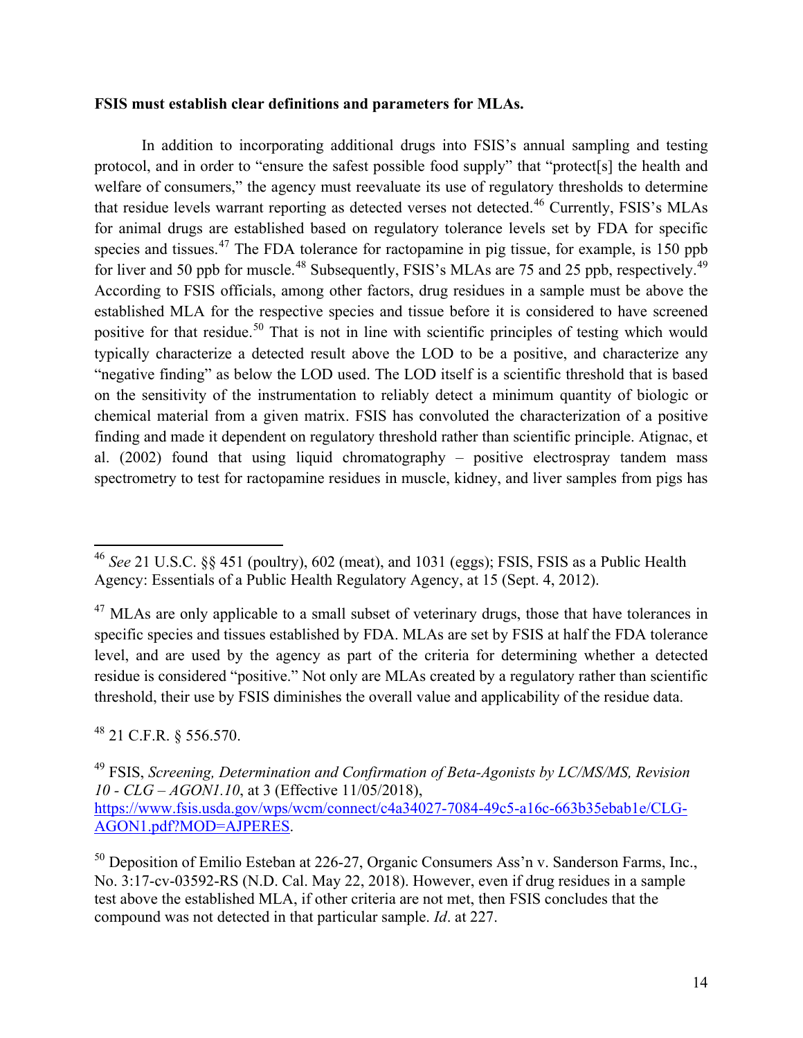**FSIS must establish clear definitions and parameters for MLAs.**

In addition to incorporating additional drugs into FSIS's annual sampling and testing protocol, and in order to "ensure the safest possible food supply" that "protect[s] the health and welfare of consumers," the agency must reevaluate its use of regulatory thresholds to determine that residue levels warrant reporting as detected verses not detected.[46] Currently, FSIS's MLAs for animal drugs are established based on regulatory tolerance levels set by FDA for specific species and tissues.[47] The FDA tolerance for ractopamine in pig tissue, for example, is 150 ppb for liver and 50 ppb for muscle.[48] Subsequently, FSIS's MLAs are 75 and 25 ppb, respectively.[49] According to FSIS officials, among other factors, drug residues in a sample must be above the established MLA for the respective species and tissue before it is considered to have screened positive for that residue.[50] That is not in line with scientific principles of testing which would typically characterize a detected result above the LOD to be a positive, and characterize any "negative finding" as below the LOD used. The LOD itself is a scientific threshold that is based on the sensitivity of the instrumentation to reliably detect a minimum quantity of biologic or chemical material from a given matrix. FSIS has convoluted the characterization of a positive finding and made it dependent on regulatory threshold rather than scientific principle. Atignac, et al. (2002) found that using liquid chromatography – positive electrospray tandem mass spectrometry to test for ractopamine residues in muscle, kidney, and liver samples from pigs has

---

[46] *See* 21 U.S.C. §§ 451 (poultry), 602 (meat), and 1031 (eggs); FSIS, FSIS as a Public Health Agency: Essentials of a Public Health Regulatory Agency, at 15 (Sept. 4, 2012).

[47] MLAs are only applicable to a small subset of veterinary drugs, those that have tolerances in specific species and tissues established by FDA. MLAs are set by FSIS at half the FDA tolerance level, and are used by the agency as part of the criteria for determining whether a detected residue is considered "positive." Not only are MLAs created by a regulatory rather than scientific threshold, their use by FSIS diminishes the overall value and applicability of the residue data.

[48] 21 C.F.R. § 556.570.

[49] FSIS, *Screening, Determination and Confirmation of Beta-Agonists by LC/MS/MS, Revision 10 - CLG – AGON1.10*, at 3 (Effective 11/05/2018), https://www.fsis.usda.gov/wps/wcm/connect/c4a34027-7084-49c5-a16c-663b35ebab1e/CLG-AGON1.pdf?MOD=AJPERES.

[50] Deposition of Emilio Esteban at 226-27, Organic Consumers Ass'n v. Sanderson Farms, Inc., No. 3:17-cv-03592-RS (N.D. Cal. May 22, 2018). However, even if drug residues in a sample test above the established MLA, if other criteria are not met, then FSIS concludes that the compound was not detected in that particular sample. *Id*. at 227.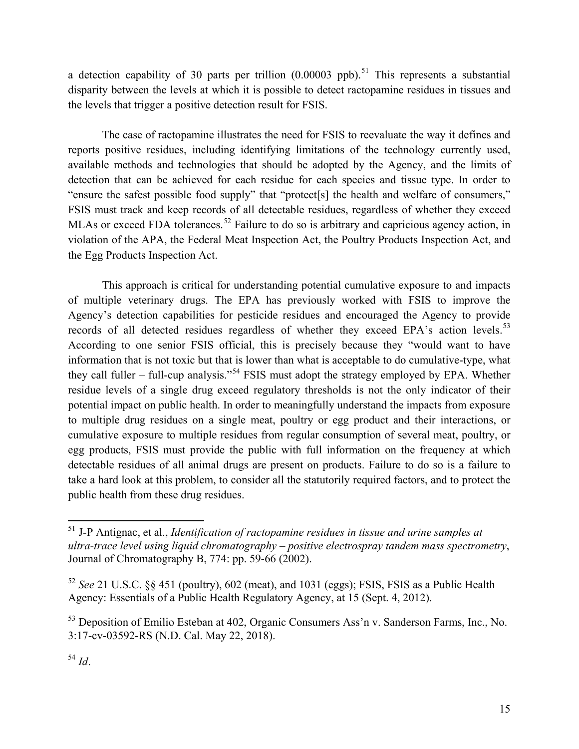a detection capability of 30 parts per trillion (0.00003 ppb).[51] This represents a substantial disparity between the levels at which it is possible to detect ractopamine residues in tissues and the levels that trigger a positive detection result for FSIS.

The case of ractopamine illustrates the need for FSIS to reevaluate the way it defines and reports positive residues, including identifying limitations of the technology currently used, available methods and technologies that should be adopted by the Agency, and the limits of detection that can be achieved for each residue for each species and tissue type. In order to "ensure the safest possible food supply" that "protect[s] the health and welfare of consumers," FSIS must track and keep records of all detectable residues, regardless of whether they exceed MLAs or exceed FDA tolerances.[52] Failure to do so is arbitrary and capricious agency action, in violation of the APA, the Federal Meat Inspection Act, the Poultry Products Inspection Act, and the Egg Products Inspection Act.

This approach is critical for understanding potential cumulative exposure to and impacts of multiple veterinary drugs. The EPA has previously worked with FSIS to improve the Agency's detection capabilities for pesticide residues and encouraged the Agency to provide records of all detected residues regardless of whether they exceed EPA's action levels.[53] According to one senior FSIS official, this is precisely because they "would want to have information that is not toxic but that is lower than what is acceptable to do cumulative-type, what they call fuller – full-cup analysis."[54] FSIS must adopt the strategy employed by EPA. Whether residue levels of a single drug exceed regulatory thresholds is not the only indicator of their potential impact on public health. In order to meaningfully understand the impacts from exposure to multiple drug residues on a single meat, poultry or egg product and their interactions, or cumulative exposure to multiple residues from regular consumption of several meat, poultry, or egg products, FSIS must provide the public with full information on the frequency at which detectable residues of all animal drugs are present on products. Failure to do so is a failure to take a hard look at this problem, to consider all the statutorily required factors, and to protect the public health from these drug residues.

---

[51] J-P Antignac, et al., *Identification of ractopamine residues in tissue and urine samples at ultra-trace level using liquid chromatography – positive electrospray tandem mass spectrometry*, Journal of Chromatography B, 774: pp. 59-66 (2002).

[52] *See* 21 U.S.C. §§ 451 (poultry), 602 (meat), and 1031 (eggs); FSIS, FSIS as a Public Health Agency: Essentials of a Public Health Regulatory Agency, at 15 (Sept. 4, 2012).

[53] Deposition of Emilio Esteban at 402, Organic Consumers Ass'n v. Sanderson Farms, Inc., No. 3:17-cv-03592-RS (N.D. Cal. May 22, 2018).

[54] *Id*.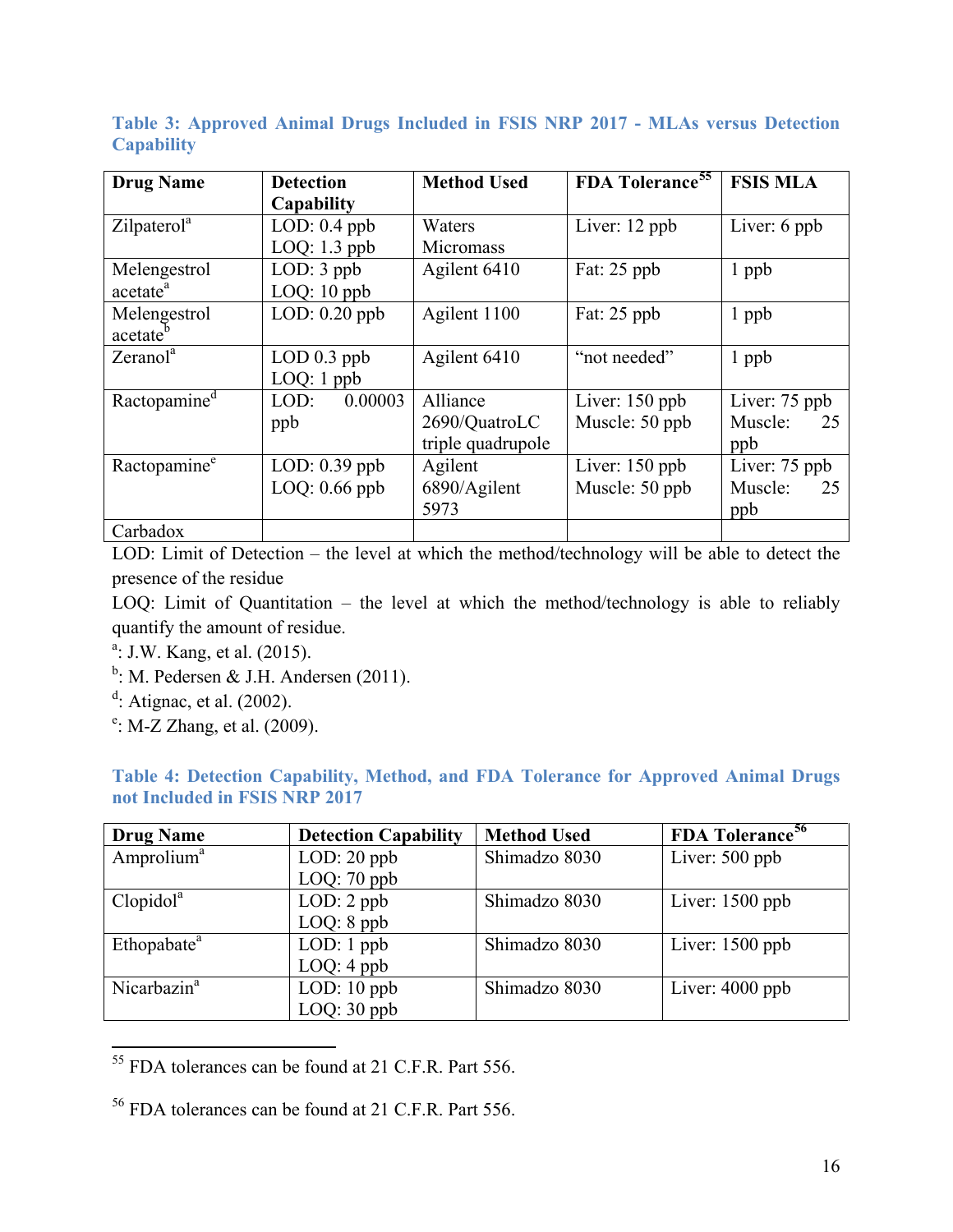**Table 3: Approved Animal Drugs Included in FSIS NRP 2017 - MLAs versus Detection Capability**

| Drug Name | Detection Capability | Method Used | FDA Tolerance[55] | FSIS MLA |
|---|---|---|---|---|
| Zilpaterol[a] | LOD: 0.4 ppb<br>LOQ: 1.3 ppb | Waters Micromass | Liver: 12 ppb | Liver: 6 ppb |
| Melengestrol acetate[a] | LOD: 3 ppb<br>LOQ: 10 ppb | Agilent 6410 | Fat: 25 ppb | 1 ppb |
| Melengestrol acetate[b] | LOD: 0.20 ppb | Agilent 1100 | Fat: 25 ppb | 1 ppb |
| Zeranol[a] | LOD 0.3 ppb<br>LOQ: 1 ppb | Agilent 6410 | "not needed" | 1 ppb |
| Ractopamine[d] | LOD: 0.00003 ppb | Alliance 2690/QuatroLC triple quadrupole | Liver: 150 ppb<br>Muscle: 50 ppb | Liver: 75 ppb<br>Muscle: 25 ppb |
| Ractopamine[e] | LOD: 0.39 ppb<br>LOQ: 0.66 ppb | Agilent 6890/Agilent 5973 | Liver: 150 ppb<br>Muscle: 50 ppb | Liver: 75 ppb<br>Muscle: 25 ppb |
| Carbadox | | | | |

LOD: Limit of Detection – the level at which the method/technology will be able to detect the presence of the residue

LOQ: Limit of Quantitation – the level at which the method/technology is able to reliably quantify the amount of residue.

[a]: J.W. Kang, et al. (2015).

[b]: M. Pedersen & J.H. Andersen (2011).

[d]: Atignac, et al. (2002).

[e]: M-Z Zhang, et al. (2009).

**Table 4: Detection Capability, Method, and FDA Tolerance for Approved Animal Drugs not Included in FSIS NRP 2017**

| Drug Name | Detection Capability | Method Used | FDA Tolerance[56] |
|---|---|---|---|
| Amprolium[a] | LOD: 20 ppb<br>LOQ: 70 ppb | Shimadzo 8030 | Liver: 500 ppb |
| Clopidol[a] | LOD: 2 ppb<br>LOQ: 8 ppb | Shimadzo 8030 | Liver: 1500 ppb |
| Ethopabate[a] | LOD: 1 ppb<br>LOQ: 4 ppb | Shimadzo 8030 | Liver: 1500 ppb |
| Nicarbazin[a] | LOD: 10 ppb<br>LOQ: 30 ppb | Shimadzo 8030 | Liver: 4000 ppb |

[55] FDA tolerances can be found at 21 C.F.R. Part 556.

[56] FDA tolerances can be found at 21 C.F.R. Part 556.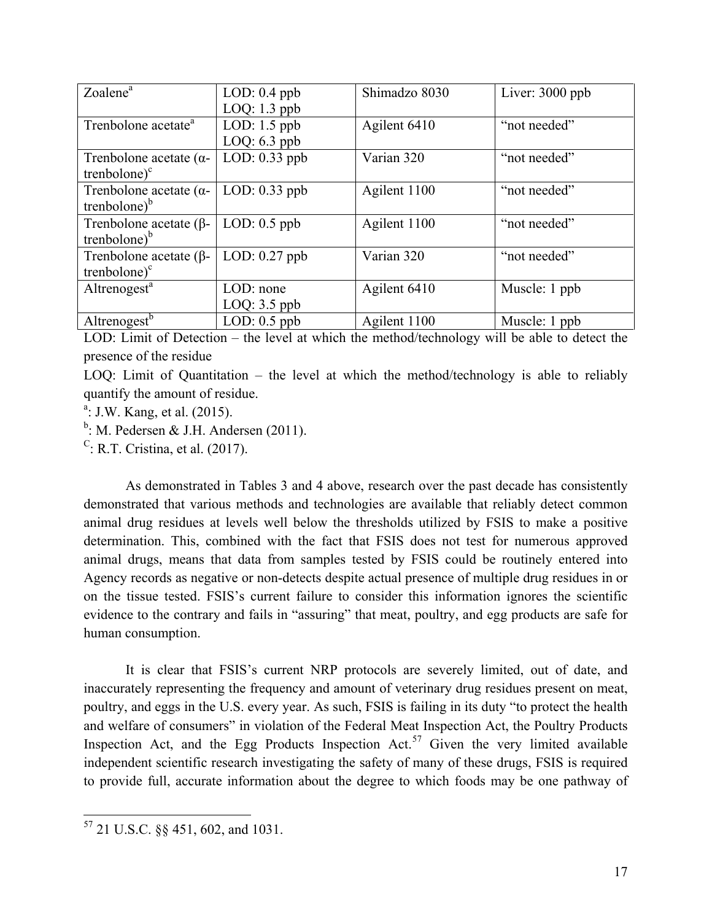| Zoalene[a] | LOD: 0.4 ppb<br>LOQ: 1.3 ppb | Shimadzo 8030 | Liver: 3000 ppb |
|---|---|---|---|
| Trenbolone acetate[a] | LOD: 1.5 ppb<br>LOQ: 6.3 ppb | Agilent 6410 | "not needed" |
| Trenbolone acetate (α-trenbolone)[c] | LOD: 0.33 ppb | Varian 320 | "not needed" |
| Trenbolone acetate (α-trenbolone)[b] | LOD: 0.33 ppb | Agilent 1100 | "not needed" |
| Trenbolone acetate (β-trenbolone)[b] | LOD: 0.5 ppb | Agilent 1100 | "not needed" |
| Trenbolone acetate (β-trenbolone)[c] | LOD: 0.27 ppb | Varian 320 | "not needed" |
| Altrenogest[a] | LOD: none<br>LOQ: 3.5 ppb | Agilent 6410 | Muscle: 1 ppb |
| Altrenogest[b] | LOD: 0.5 ppb | Agilent 1100 | Muscle: 1 ppb |

LOD: Limit of Detection – the level at which the method/technology will be able to detect the presence of the residue

LOQ: Limit of Quantitation – the level at which the method/technology is able to reliably quantify the amount of residue.

[a]: J.W. Kang, et al. (2015).

[b]: M. Pedersen & J.H. Andersen (2011).

[C]: R.T. Cristina, et al. (2017).

As demonstrated in Tables 3 and 4 above, research over the past decade has consistently demonstrated that various methods and technologies are available that reliably detect common animal drug residues at levels well below the thresholds utilized by FSIS to make a positive determination. This, combined with the fact that FSIS does not test for numerous approved animal drugs, means that data from samples tested by FSIS could be routinely entered into Agency records as negative or non-detects despite actual presence of multiple drug residues in or on the tissue tested. FSIS's current failure to consider this information ignores the scientific evidence to the contrary and fails in "assuring" that meat, poultry, and egg products are safe for human consumption.

It is clear that FSIS's current NRP protocols are severely limited, out of date, and inaccurately representing the frequency and amount of veterinary drug residues present on meat, poultry, and eggs in the U.S. every year. As such, FSIS is failing in its duty "to protect the health and welfare of consumers" in violation of the Federal Meat Inspection Act, the Poultry Products Inspection Act, and the Egg Products Inspection Act.[57] Given the very limited available independent scientific research investigating the safety of many of these drugs, FSIS is required to provide full, accurate information about the degree to which foods may be one pathway of

[57] 21 U.S.C. §§ 451, 602, and 1031.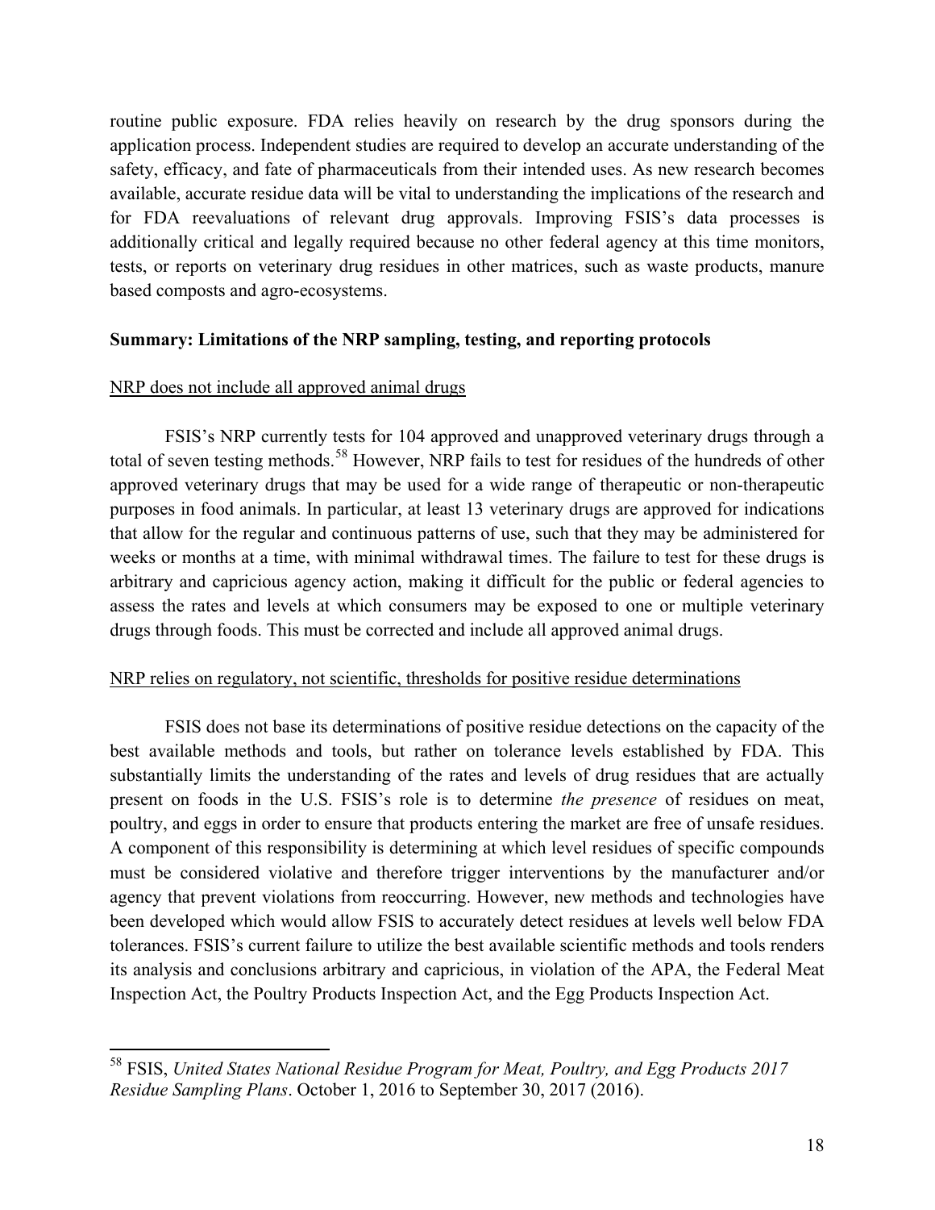routine public exposure. FDA relies heavily on research by the drug sponsors during the application process. Independent studies are required to develop an accurate understanding of the safety, efficacy, and fate of pharmaceuticals from their intended uses. As new research becomes available, accurate residue data will be vital to understanding the implications of the research and for FDA reevaluations of relevant drug approvals. Improving FSIS's data processes is additionally critical and legally required because no other federal agency at this time monitors, tests, or reports on veterinary drug residues in other matrices, such as waste products, manure based composts and agro-ecosystems.

**Summary: Limitations of the NRP sampling, testing, and reporting protocols**

<u>NRP does not include all approved animal drugs</u>

FSIS's NRP currently tests for 104 approved and unapproved veterinary drugs through a total of seven testing methods.[58] However, NRP fails to test for residues of the hundreds of other approved veterinary drugs that may be used for a wide range of therapeutic or non-therapeutic purposes in food animals. In particular, at least 13 veterinary drugs are approved for indications that allow for the regular and continuous patterns of use, such that they may be administered for weeks or months at a time, with minimal withdrawal times. The failure to test for these drugs is arbitrary and capricious agency action, making it difficult for the public or federal agencies to assess the rates and levels at which consumers may be exposed to one or multiple veterinary drugs through foods. This must be corrected and include all approved animal drugs.

<u>NRP relies on regulatory, not scientific, thresholds for positive residue determinations</u>

FSIS does not base its determinations of positive residue detections on the capacity of the best available methods and tools, but rather on tolerance levels established by FDA. This substantially limits the understanding of the rates and levels of drug residues that are actually present on foods in the U.S. FSIS's role is to determine *the presence* of residues on meat, poultry, and eggs in order to ensure that products entering the market are free of unsafe residues. A component of this responsibility is determining at which level residues of specific compounds must be considered violative and therefore trigger interventions by the manufacturer and/or agency that prevent violations from reoccurring. However, new methods and technologies have been developed which would allow FSIS to accurately detect residues at levels well below FDA tolerances. FSIS's current failure to utilize the best available scientific methods and tools renders its analysis and conclusions arbitrary and capricious, in violation of the APA, the Federal Meat Inspection Act, the Poultry Products Inspection Act, and the Egg Products Inspection Act.

---

[58] FSIS, *United States National Residue Program for Meat, Poultry, and Egg Products 2017 Residue Sampling Plans*. October 1, 2016 to September 30, 2017 (2016).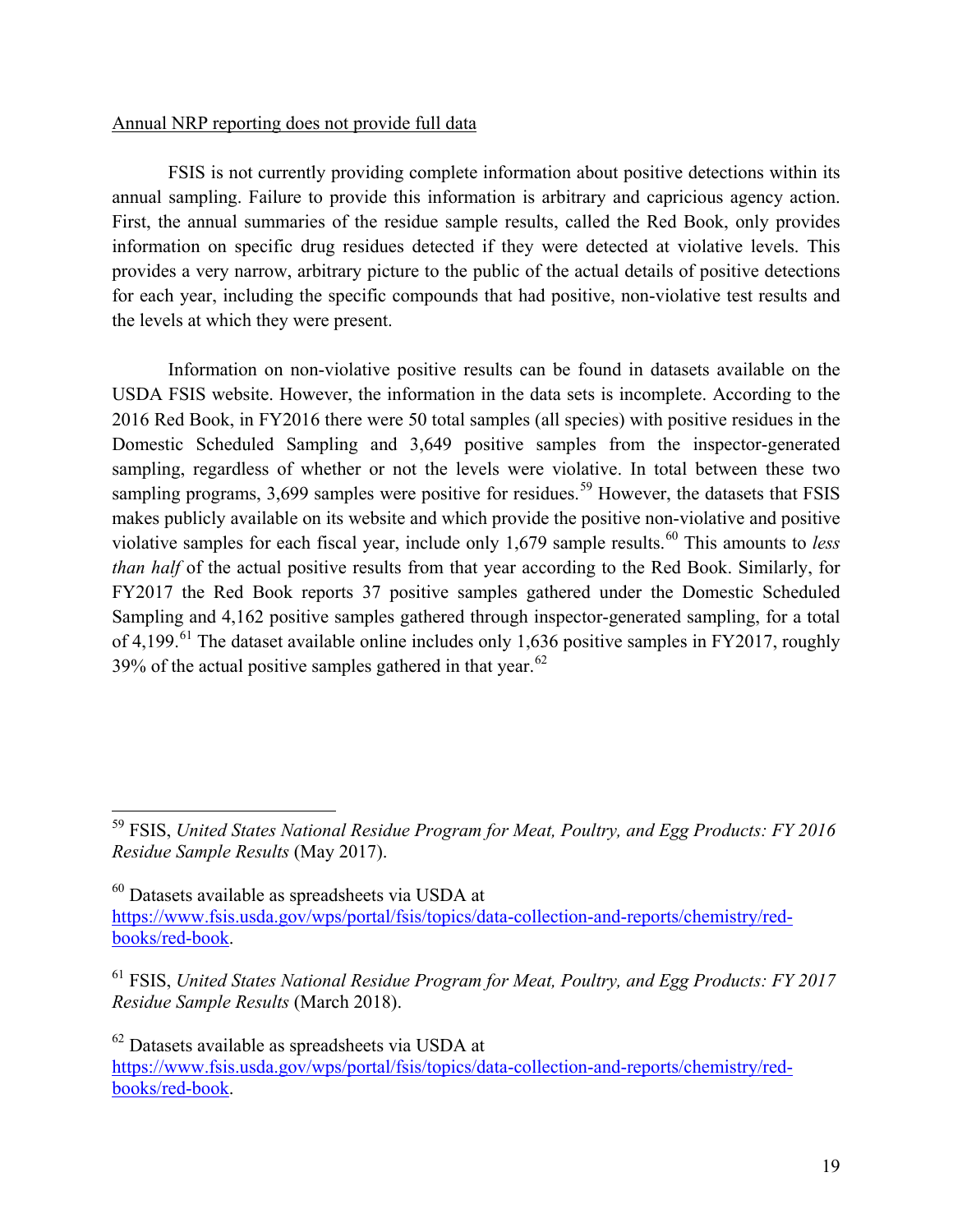<u>Annual NRP reporting does not provide full data</u>

FSIS is not currently providing complete information about positive detections within its annual sampling. Failure to provide this information is arbitrary and capricious agency action. First, the annual summaries of the residue sample results, called the Red Book, only provides information on specific drug residues detected if they were detected at violative levels. This provides a very narrow, arbitrary picture to the public of the actual details of positive detections for each year, including the specific compounds that had positive, non-violative test results and the levels at which they were present.

Information on non-violative positive results can be found in datasets available on the USDA FSIS website. However, the information in the data sets is incomplete. According to the 2016 Red Book, in FY2016 there were 50 total samples (all species) with positive residues in the Domestic Scheduled Sampling and 3,649 positive samples from the inspector-generated sampling, regardless of whether or not the levels were violative. In total between these two sampling programs, 3,699 samples were positive for residues.[59] However, the datasets that FSIS makes publicly available on its website and which provide the positive non-violative and positive violative samples for each fiscal year, include only 1,679 sample results.[60] This amounts to *less than half* of the actual positive results from that year according to the Red Book. Similarly, for FY2017 the Red Book reports 37 positive samples gathered under the Domestic Scheduled Sampling and 4,162 positive samples gathered through inspector-generated sampling, for a total of 4,199.[61] The dataset available online includes only 1,636 positive samples in FY2017, roughly 39% of the actual positive samples gathered in that year.[62]

---

[59] FSIS, *United States National Residue Program for Meat, Poultry, and Egg Products: FY 2016 Residue Sample Results* (May 2017).

[60] Datasets available as spreadsheets via USDA at https://www.fsis.usda.gov/wps/portal/fsis/topics/data-collection-and-reports/chemistry/red-books/red-book.

[61] FSIS, *United States National Residue Program for Meat, Poultry, and Egg Products: FY 2017 Residue Sample Results* (March 2018).

[62] Datasets available as spreadsheets via USDA at https://www.fsis.usda.gov/wps/portal/fsis/topics/data-collection-and-reports/chemistry/red-books/red-book.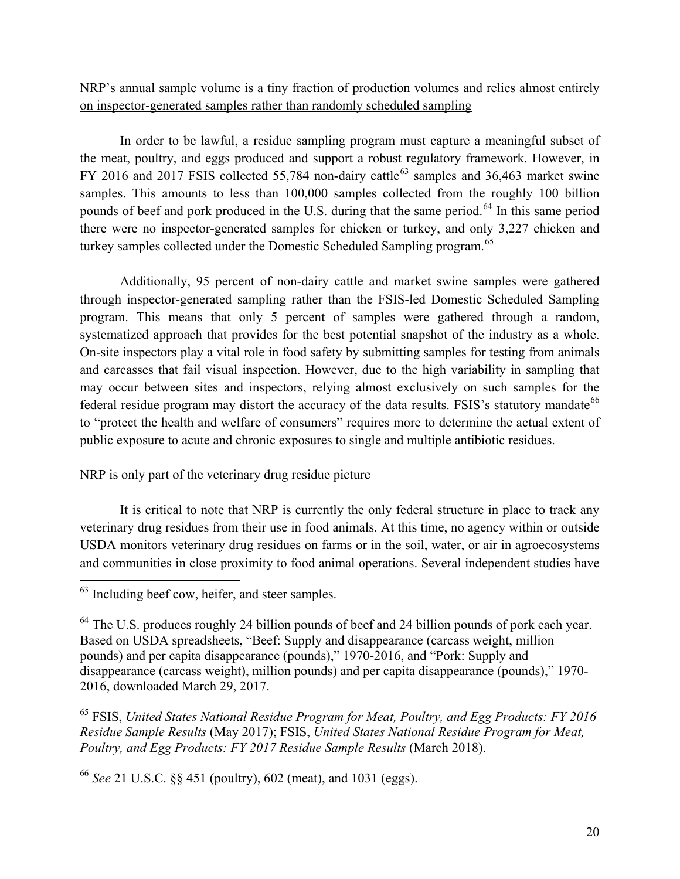NRP's annual sample volume is a tiny fraction of production volumes and relies almost entirely on inspector-generated samples rather than randomly scheduled sampling

In order to be lawful, a residue sampling program must capture a meaningful subset of the meat, poultry, and eggs produced and support a robust regulatory framework. However, in FY 2016 and 2017 FSIS collected 55,784 non-dairy cattle[63] samples and 36,463 market swine samples. This amounts to less than 100,000 samples collected from the roughly 100 billion pounds of beef and pork produced in the U.S. during that the same period.[64] In this same period there were no inspector-generated samples for chicken or turkey, and only 3,227 chicken and turkey samples collected under the Domestic Scheduled Sampling program.[65]

Additionally, 95 percent of non-dairy cattle and market swine samples were gathered through inspector-generated sampling rather than the FSIS-led Domestic Scheduled Sampling program. This means that only 5 percent of samples were gathered through a random, systematized approach that provides for the best potential snapshot of the industry as a whole. On-site inspectors play a vital role in food safety by submitting samples for testing from animals and carcasses that fail visual inspection. However, due to the high variability in sampling that may occur between sites and inspectors, relying almost exclusively on such samples for the federal residue program may distort the accuracy of the data results. FSIS's statutory mandate[66] to "protect the health and welfare of consumers" requires more to determine the actual extent of public exposure to acute and chronic exposures to single and multiple antibiotic residues.

NRP is only part of the veterinary drug residue picture

It is critical to note that NRP is currently the only federal structure in place to track any veterinary drug residues from their use in food animals. At this time, no agency within or outside USDA monitors veterinary drug residues on farms or in the soil, water, or air in agroecosystems and communities in close proximity to food animal operations. Several independent studies have

---

[63] Including beef cow, heifer, and steer samples.

[64] The U.S. produces roughly 24 billion pounds of beef and 24 billion pounds of pork each year. Based on USDA spreadsheets, "Beef: Supply and disappearance (carcass weight, million pounds) and per capita disappearance (pounds)," 1970-2016, and "Pork: Supply and disappearance (carcass weight), million pounds) and per capita disappearance (pounds)," 1970-2016, downloaded March 29, 2017.

[65] FSIS, *United States National Residue Program for Meat, Poultry, and Egg Products: FY 2016 Residue Sample Results* (May 2017); FSIS, *United States National Residue Program for Meat, Poultry, and Egg Products: FY 2017 Residue Sample Results* (March 2018).

[66] *See* 21 U.S.C. §§ 451 (poultry), 602 (meat), and 1031 (eggs).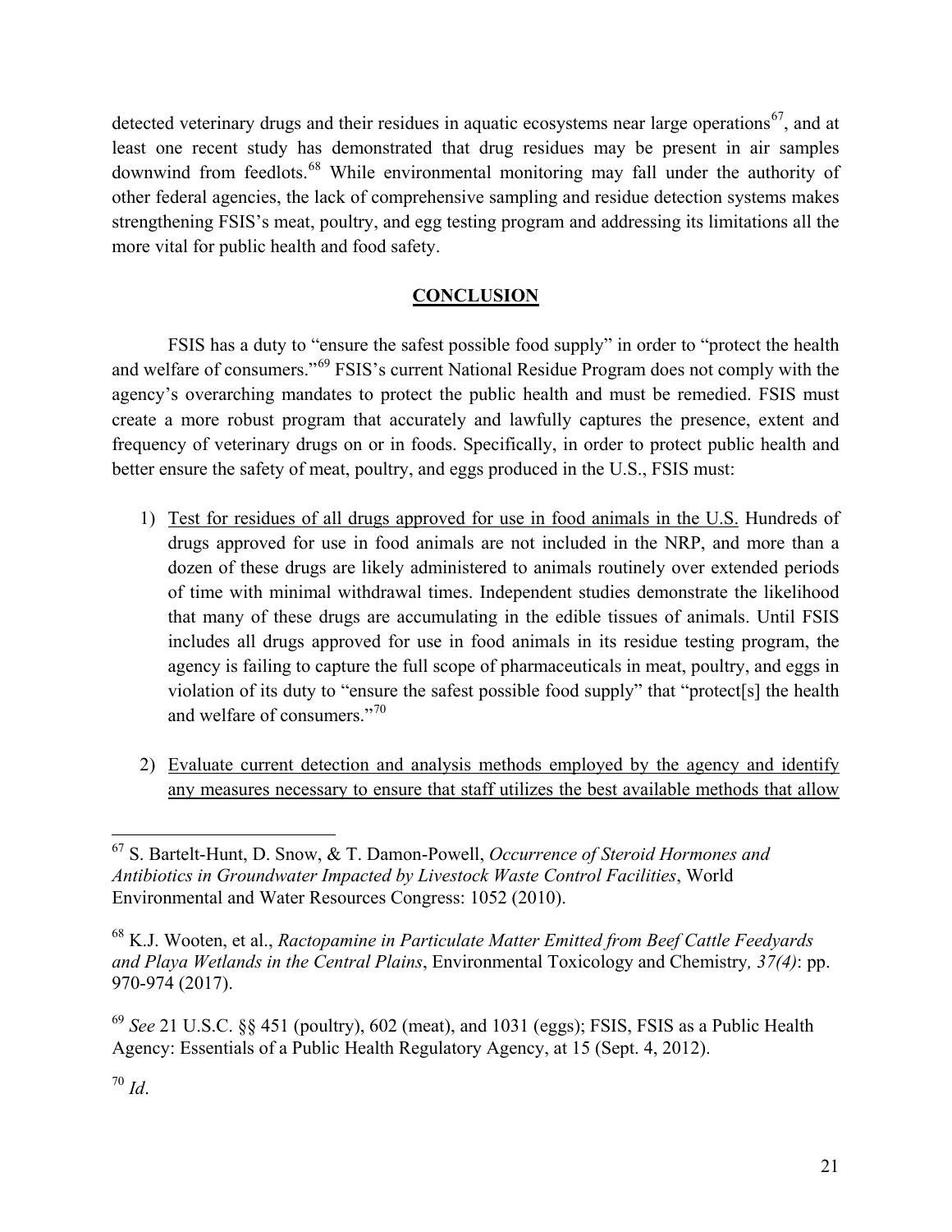detected veterinary drugs and their residues in aquatic ecosystems near large operations[67], and at least one recent study has demonstrated that drug residues may be present in air samples downwind from feedlots.[68] While environmental monitoring may fall under the authority of other federal agencies, the lack of comprehensive sampling and residue detection systems makes strengthening FSIS's meat, poultry, and egg testing program and addressing its limitations all the more vital for public health and food safety.

## CONCLUSION

FSIS has a duty to "ensure the safest possible food supply" in order to "protect the health and welfare of consumers."[69] FSIS's current National Residue Program does not comply with the agency's overarching mandates to protect the public health and must be remedied. FSIS must create a more robust program that accurately and lawfully captures the presence, extent and frequency of veterinary drugs on or in foods. Specifically, in order to protect public health and better ensure the safety of meat, poultry, and eggs produced in the U.S., FSIS must:

1) <u>Test for residues of all drugs approved for use in food animals in the U.S.</u> Hundreds of drugs approved for use in food animals are not included in the NRP, and more than a dozen of these drugs are likely administered to animals routinely over extended periods of time with minimal withdrawal times. Independent studies demonstrate the likelihood that many of these drugs are accumulating in the edible tissues of animals. Until FSIS includes all drugs approved for use in food animals in its residue testing program, the agency is failing to capture the full scope of pharmaceuticals in meat, poultry, and eggs in violation of its duty to "ensure the safest possible food supply" that "protect[s] the health and welfare of consumers."[70]

2) <u>Evaluate current detection and analysis methods employed by the agency and identify any measures necessary to ensure that staff utilizes the best available methods that allow</u>

---

[67] S. Bartelt-Hunt, D. Snow, & T. Damon-Powell, *Occurrence of Steroid Hormones and Antibiotics in Groundwater Impacted by Livestock Waste Control Facilities*, World Environmental and Water Resources Congress: 1052 (2010).

[68] K.J. Wooten, et al., *Ractopamine in Particulate Matter Emitted from Beef Cattle Feedyards and Playa Wetlands in the Central Plains*, Environmental Toxicology and Chemistry*, 37(4)*: pp. 970-974 (2017).

[69] *See* 21 U.S.C. §§ 451 (poultry), 602 (meat), and 1031 (eggs); FSIS, FSIS as a Public Health Agency: Essentials of a Public Health Regulatory Agency, at 15 (Sept. 4, 2012).

[70] *Id*.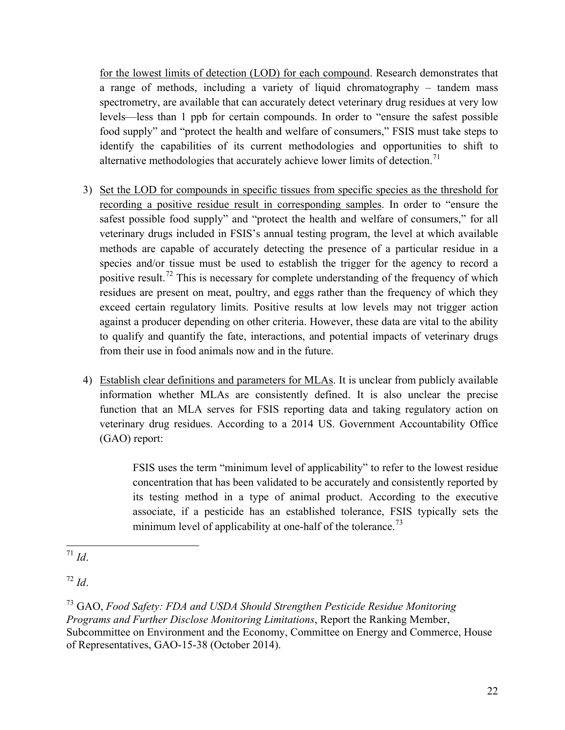for the lowest limits of detection (LOD) for each compound. Research demonstrates that a range of methods, including a variety of liquid chromatography – tandem mass spectrometry, are available that can accurately detect veterinary drug residues at very low levels—less than 1 ppb for certain compounds. In order to "ensure the safest possible food supply" and "protect the health and welfare of consumers," FSIS must take steps to identify the capabilities of its current methodologies and opportunities to shift to alternative methodologies that accurately achieve lower limits of detection.[71]

3) Set the LOD for compounds in specific tissues from specific species as the threshold for recording a positive residue result in corresponding samples. In order to "ensure the safest possible food supply" and "protect the health and welfare of consumers," for all veterinary drugs included in FSIS's annual testing program, the level at which available methods are capable of accurately detecting the presence of a particular residue in a species and/or tissue must be used to establish the trigger for the agency to record a positive result.[72] This is necessary for complete understanding of the frequency of which residues are present on meat, poultry, and eggs rather than the frequency of which they exceed certain regulatory limits. Positive results at low levels may not trigger action against a producer depending on other criteria. However, these data are vital to the ability to qualify and quantify the fate, interactions, and potential impacts of veterinary drugs from their use in food animals now and in the future.

4) Establish clear definitions and parameters for MLAs. It is unclear from publicly available information whether MLAs are consistently defined. It is also unclear the precise function that an MLA serves for FSIS reporting data and taking regulatory action on veterinary drug residues. According to a 2014 US. Government Accountability Office (GAO) report:

> FSIS uses the term "minimum level of applicability" to refer to the lowest residue concentration that has been validated to be accurately and consistently reported by its testing method in a type of animal product. According to the executive associate, if a pesticide has an established tolerance, FSIS typically sets the minimum level of applicability at one-half of the tolerance.[73]

---

[71] *Id*.

[72] *Id*.

[73] GAO, *Food Safety: FDA and USDA Should Strengthen Pesticide Residue Monitoring Programs and Further Disclose Monitoring Limitations*, Report the Ranking Member, Subcommittee on Environment and the Economy, Committee on Energy and Commerce, House of Representatives, GAO-15-38 (October 2014).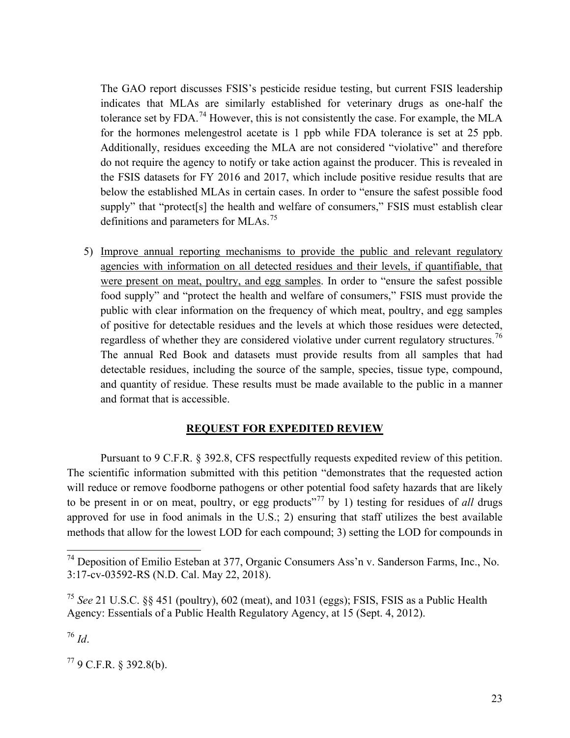The GAO report discusses FSIS's pesticide residue testing, but current FSIS leadership indicates that MLAs are similarly established for veterinary drugs as one-half the tolerance set by FDA.[74] However, this is not consistently the case. For example, the MLA for the hormones melengestrol acetate is 1 ppb while FDA tolerance is set at 25 ppb. Additionally, residues exceeding the MLA are not considered "violative" and therefore do not require the agency to notify or take action against the producer. This is revealed in the FSIS datasets for FY 2016 and 2017, which include positive residue results that are below the established MLAs in certain cases. In order to "ensure the safest possible food supply" that "protect[s] the health and welfare of consumers," FSIS must establish clear definitions and parameters for MLAs.[75]

5) <u>Improve annual reporting mechanisms to provide the public and relevant regulatory agencies with information on all detected residues and their levels, if quantifiable, that were present on meat, poultry, and egg samples</u>. In order to "ensure the safest possible food supply" and "protect the health and welfare of consumers," FSIS must provide the public with clear information on the frequency of which meat, poultry, and egg samples of positive for detectable residues and the levels at which those residues were detected, regardless of whether they are considered violative under current regulatory structures.[76] The annual Red Book and datasets must provide results from all samples that had detectable residues, including the source of the sample, species, tissue type, compound, and quantity of residue. These results must be made available to the public in a manner and format that is accessible.

## REQUEST FOR EXPEDITED REVIEW

Pursuant to 9 C.F.R. § 392.8, CFS respectfully requests expedited review of this petition. The scientific information submitted with this petition "demonstrates that the requested action will reduce or remove foodborne pathogens or other potential food safety hazards that are likely to be present in or on meat, poultry, or egg products"[77] by 1) testing for residues of *all* drugs approved for use in food animals in the U.S.; 2) ensuring that staff utilizes the best available methods that allow for the lowest LOD for each compound; 3) setting the LOD for compounds in

---

[74] Deposition of Emilio Esteban at 377, Organic Consumers Ass'n v. Sanderson Farms, Inc., No. 3:17-cv-03592-RS (N.D. Cal. May 22, 2018).

[75] *See* 21 U.S.C. §§ 451 (poultry), 602 (meat), and 1031 (eggs); FSIS, FSIS as a Public Health Agency: Essentials of a Public Health Regulatory Agency, at 15 (Sept. 4, 2012).

[76] *Id*.

[77] 9 C.F.R. § 392.8(b).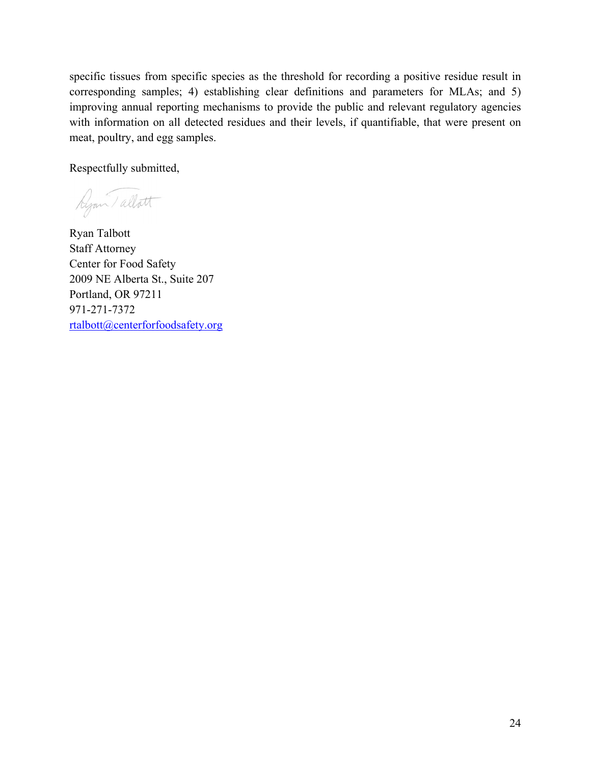specific tissues from specific species as the threshold for recording a positive residue result in corresponding samples; 4) establishing clear definitions and parameters for MLAs; and 5) improving annual reporting mechanisms to provide the public and relevant regulatory agencies with information on all detected residues and their levels, if quantifiable, that were present on meat, poultry, and egg samples.

Respectfully submitted,

Ryan Talbott
Staff Attorney
Center for Food Safety
2009 NE Alberta St., Suite 207
Portland, OR 97211
971-271-7372
rtalbott@centerforfoodsafety.org